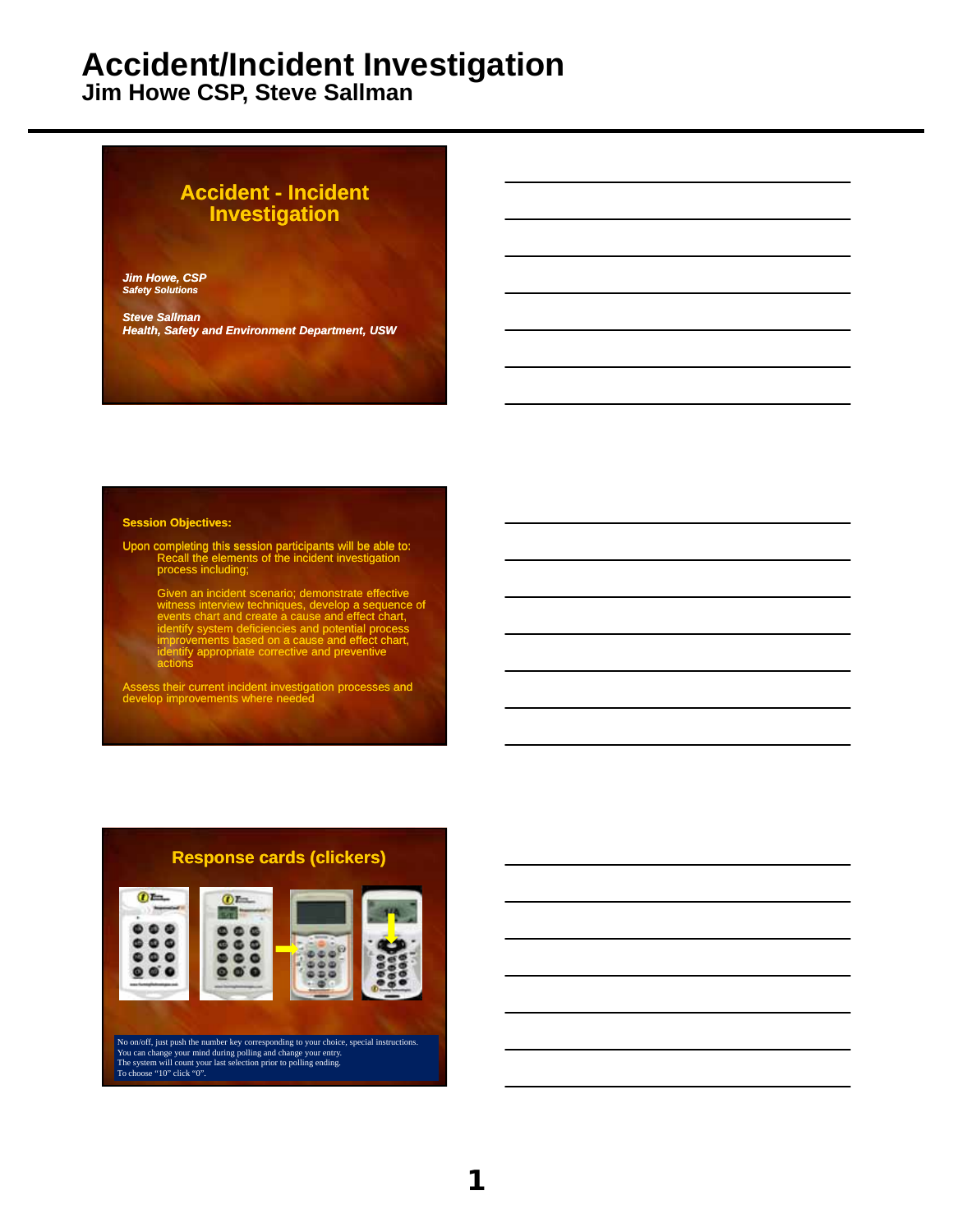# Accident/Incident Investigation

## Jim Howe CSP, Steve Sallman

### Accident - Incident Investigation

*Jim Howe, CSP*
*Safety Solutions*

*Steve Sallman*
*Health, Safety and Environment Department, USW*

**Session Objectives:**

Upon completing this session participants will be able to:

- Recall the elements of the incident investigation process including;
- Given an incident scenario; demonstrate effective witness interview techniques, develop a sequence of events chart and create a cause and effect chart, identify system deficiencies and potential process improvements based on a cause and effect chart, identify appropriate corrective and preventive actions

Assess their current incident investigation processes and develop improvements where needed

### Response cards (clickers)

No on/off, just push the number key corresponding to your choice, special instructions.
You can change your mind during polling and change your entry.
The system will count your last selection prior to polling ending.
To choose "10" click "0".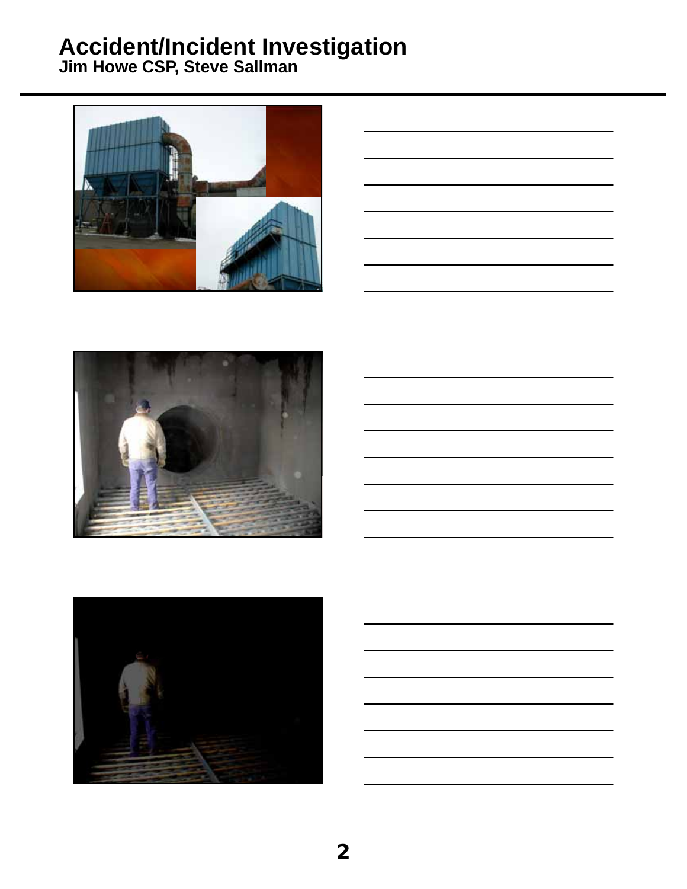# Accident/Incident Investigation

**Jim Howe CSP, Steve Sallman**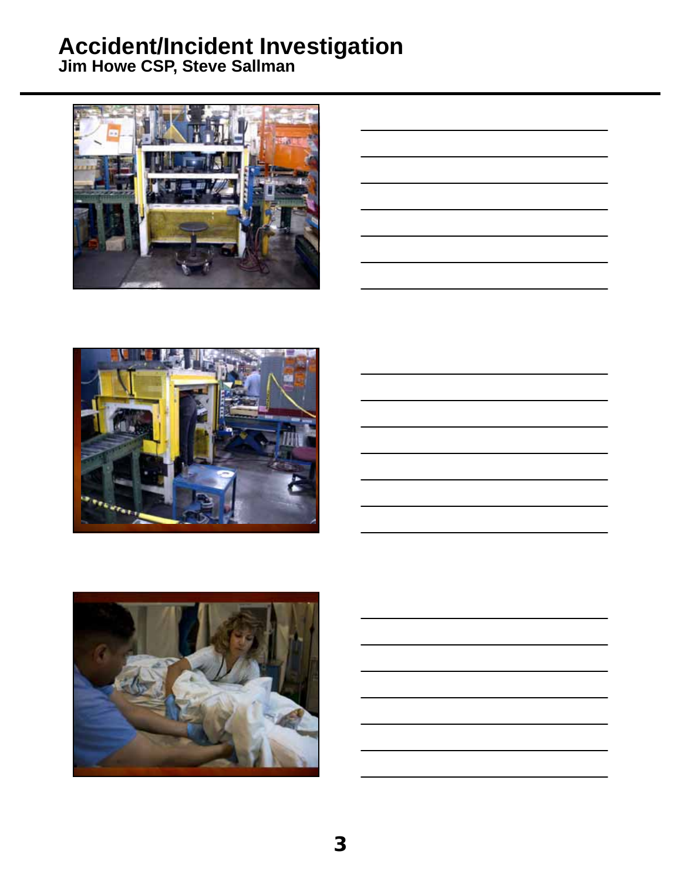# Accident/Incident Investigation

**Jim Howe CSP, Steve Sallman**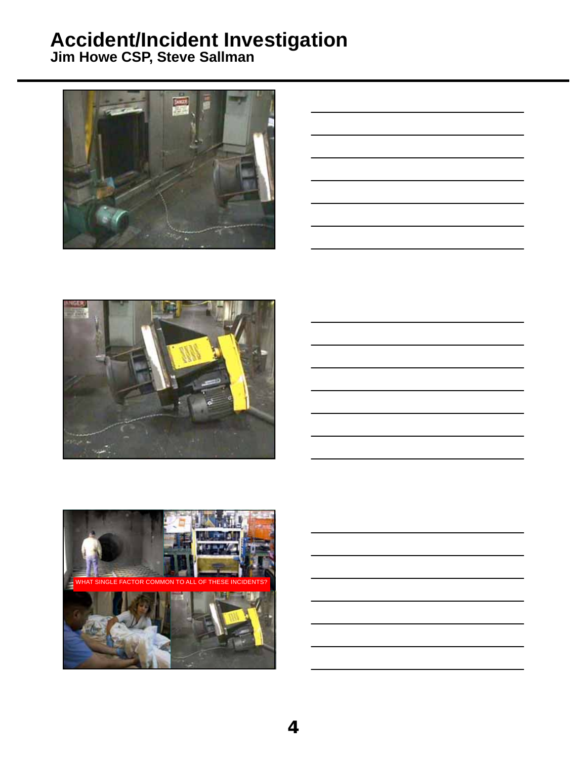# Accident/Incident Investigation
## Jim Howe CSP, Steve Sallman

WHAT SINGLE FACTOR COMMON TO ALL OF THESE INCIDENTS?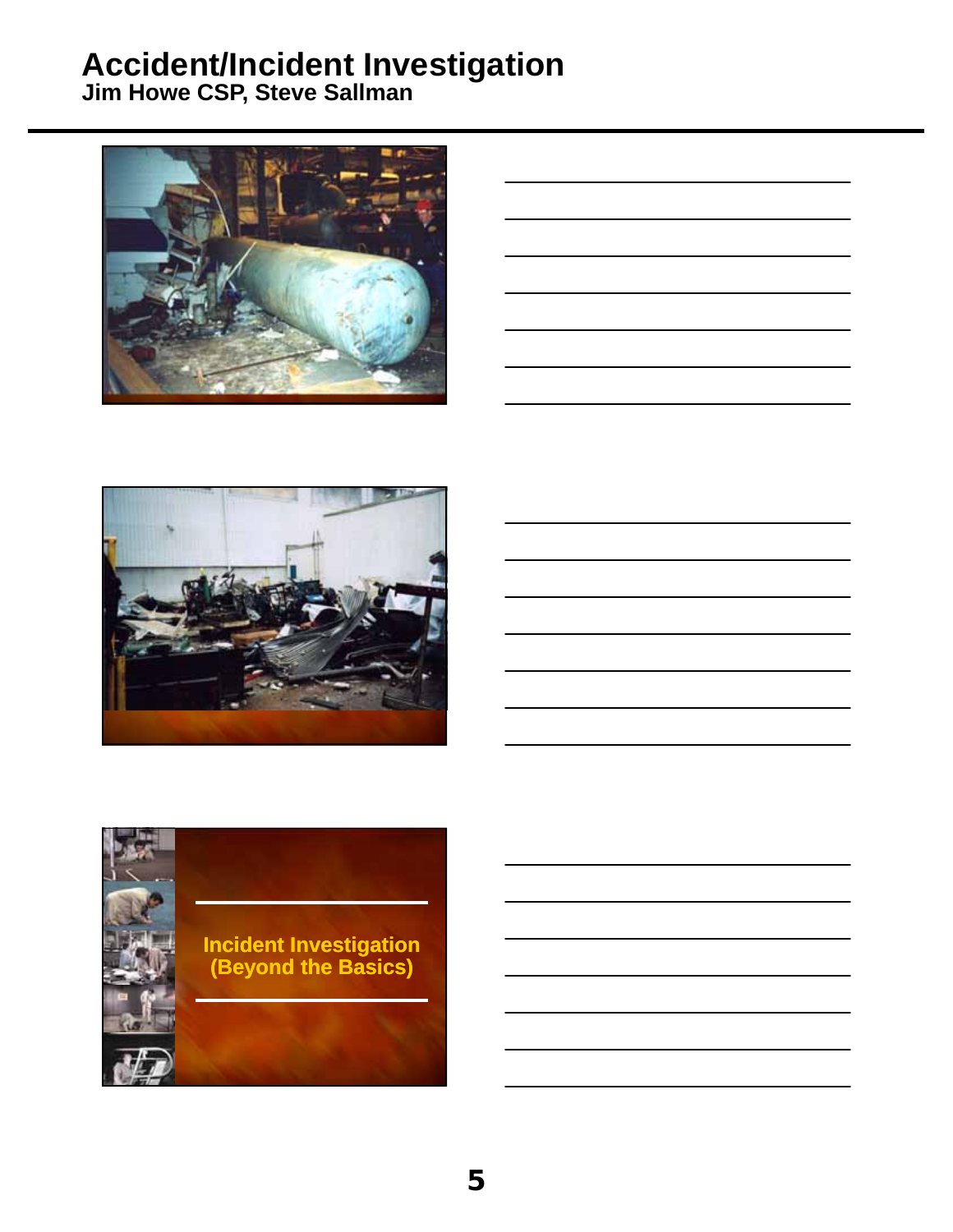# Accident/Incident Investigation

**Jim Howe CSP, Steve Sallman**

Incident Investigation (Beyond the Basics)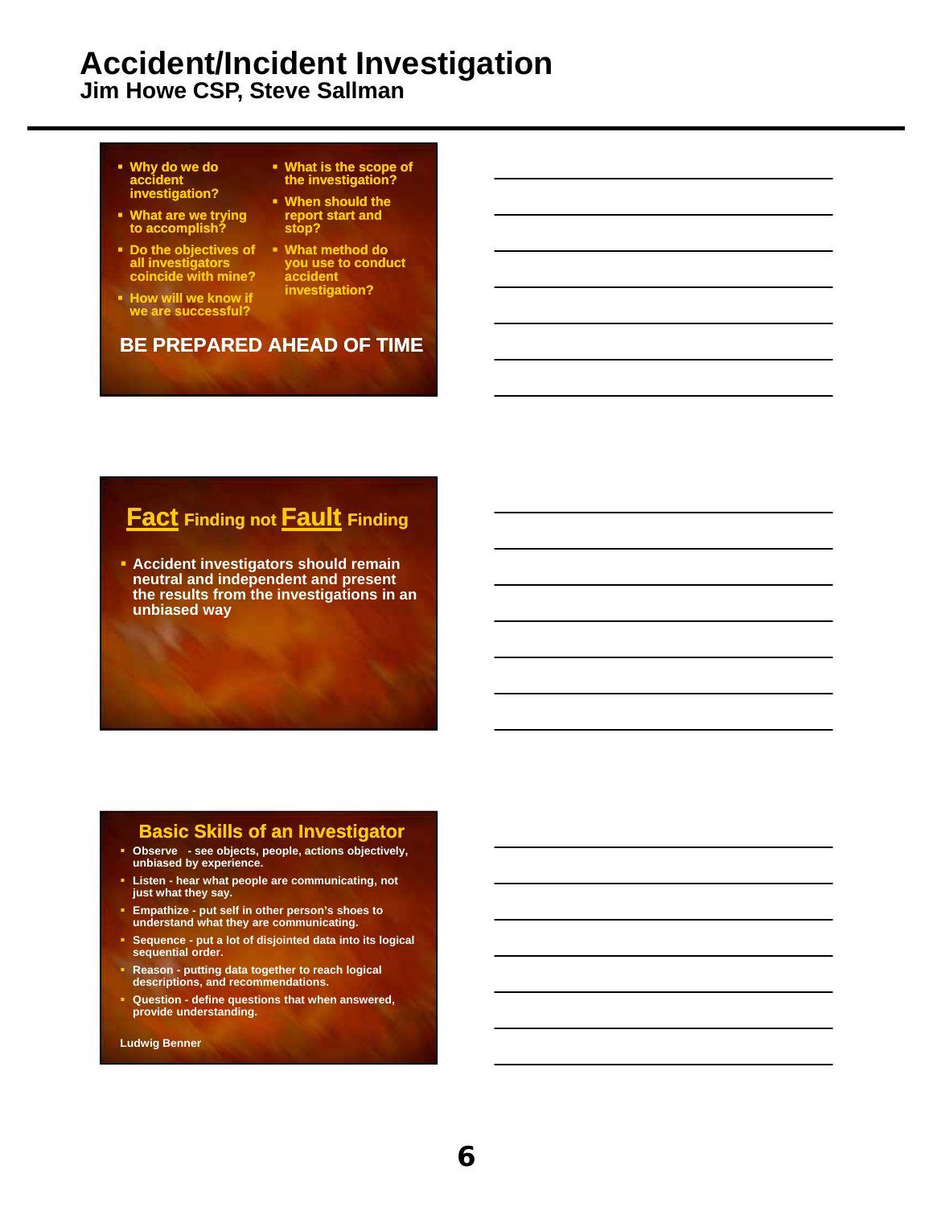# Accident/Incident Investigation

## Jim Howe CSP, Steve Sallman

- Why do we do accident investigation?
- What are we trying to accomplish?
- Do the objectives of all investigators coincide with mine?
- How will we know if we are successful?
- What is the scope of the investigation?
- When should the report start and stop?
- What method do you use to conduct accident investigation?

**BE PREPARED AHEAD OF TIME**

## Fact Finding not Fault Finding

- Accident investigators should remain neutral and independent and present the results from the investigations in an unbiased way

## Basic Skills of an Investigator

- Observe - see objects, people, actions objectively, unbiased by experience.
- Listen - hear what people are communicating, not just what they say.
- Empathize - put self in other person's shoes to understand what they are communicating.
- Sequence - put a lot of disjointed data into its logical sequential order.
- Reason - putting data together to reach logical descriptions, and recommendations.
- Question - define questions that when answered, provide understanding.

Ludwig Benner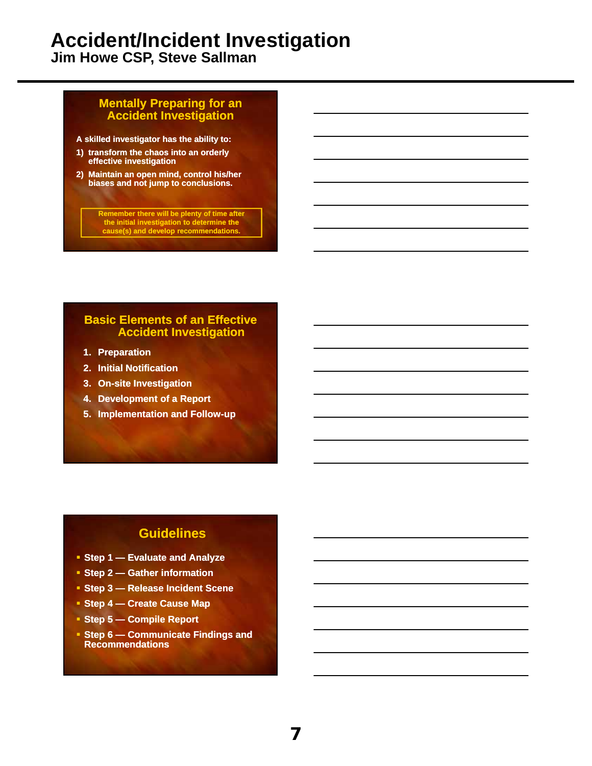## Mentally Preparing for an Accident Investigation

A skilled investigator has the ability to:

1) transform the chaos into an orderly effective investigation
2) Maintain an open mind, control his/her biases and not jump to conclusions.

Remember there will be plenty of time after the initial investigation to determine the cause(s) and develop recommendations.

## Basic Elements of an Effective Accident Investigation

1. Preparation
2. Initial Notification
3. On-site Investigation
4. Development of a Report
5. Implementation and Follow-up

## Guidelines

- Step 1 — Evaluate and Analyze
- Step 2 — Gather information
- Step 3 — Release Incident Scene
- Step 4 — Create Cause Map
- Step 5 — Compile Report
- Step 6 — Communicate Findings and Recommendations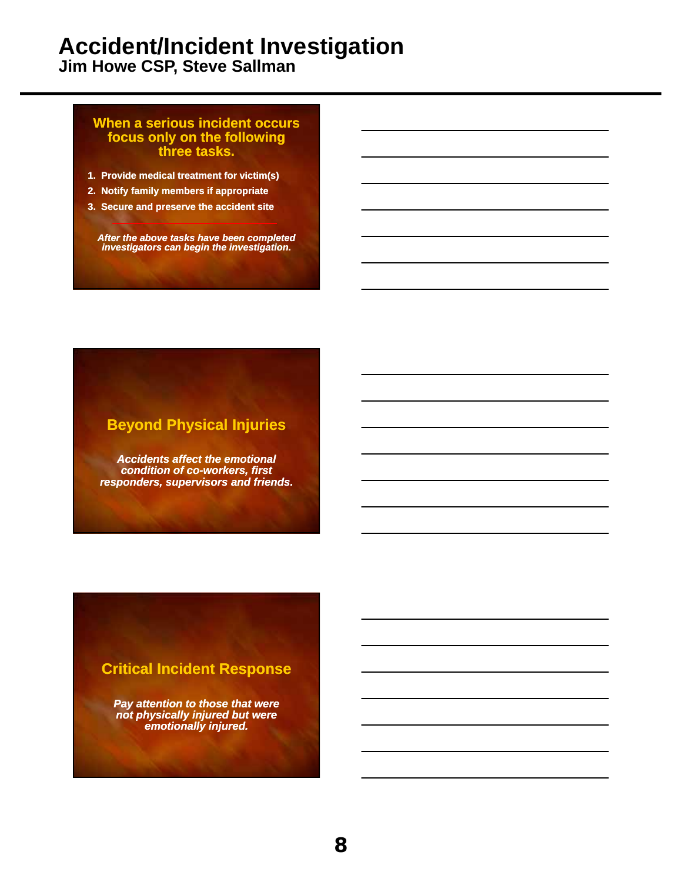# Accident/Incident Investigation

## Jim Howe CSP, Steve Sallman

### When a serious incident occurs focus only on the following three tasks.

1. Provide medical treatment for victim(s)
2. Notify family members if appropriate
3. Secure and preserve the accident site

*After the above tasks have been completed investigators can begin the investigation.*

### Beyond Physical Injuries

*Accidents affect the emotional condition of co-workers, first responders, supervisors and friends.*

### Critical Incident Response

*Pay attention to those that were not physically injured but were emotionally injured.*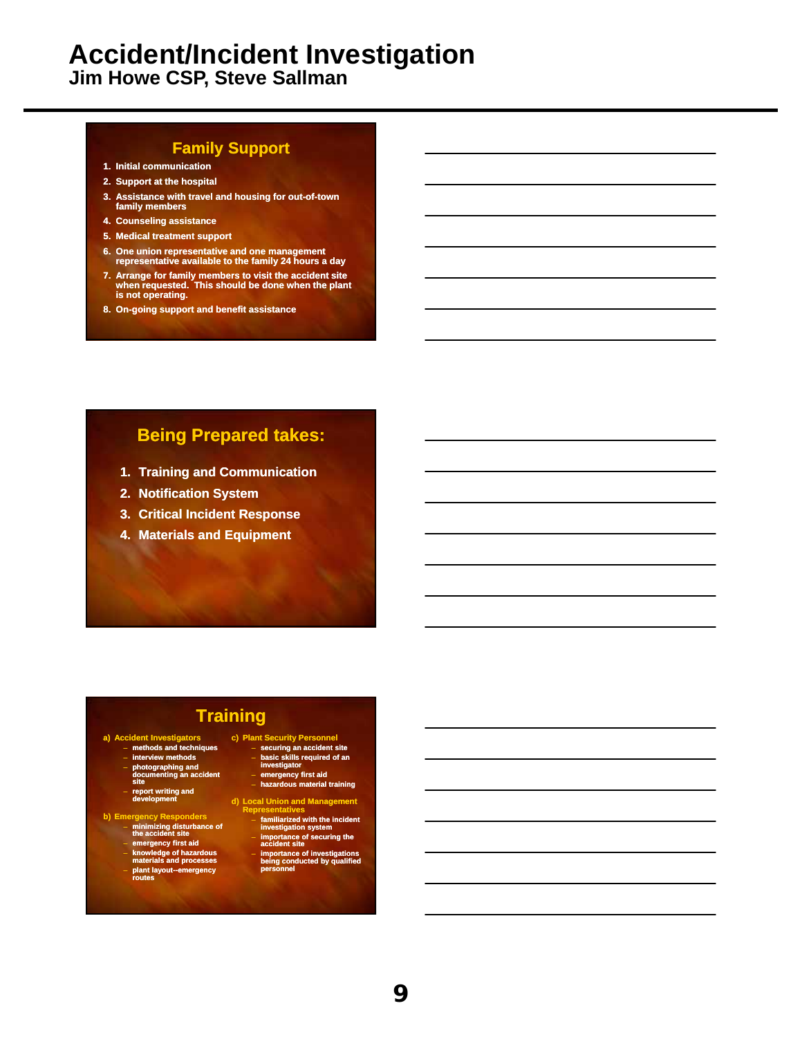# Accident/Incident Investigation
## Jim Howe CSP, Steve Sallman

### Family Support

1. Initial communication
2. Support at the hospital
3. Assistance with travel and housing for out-of-town family members
4. Counseling assistance
5. Medical treatment support
6. One union representative and one management representative available to the family 24 hours a day
7. Arrange for family members to visit the accident site when requested. This should be done when the plant is not operating.
8. On-going support and benefit assistance

### Being Prepared takes:

1. Training and Communication
2. Notification System
3. Critical Incident Response
4. Materials and Equipment

### Training

a) Accident Investigators
   - methods and techniques
   - interview methods
   - photographing and documenting an accident site
   - report writing and development

b) Emergency Responders
   - minimizing disturbance of the accident site
   - emergency first aid
   - knowledge of hazardous materials and processes
   - plant layout--emergency routes

c) Plant Security Personnel
   - securing an accident site
   - basic skills required of an investigator
   - emergency first aid
   - hazardous material training

d) Local Union and Management Representatives
   - familiarized with the incident investigation system
   - importance of securing the accident site
   - importance of investigations being conducted by qualified personnel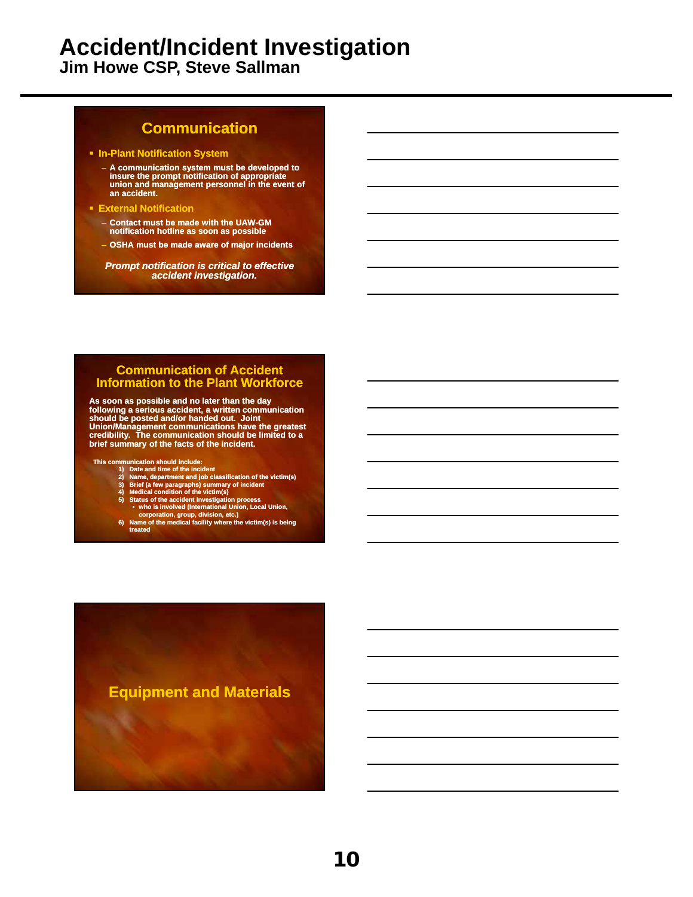## Communication

- **In-Plant Notification System**
  - A communication system must be developed to insure the prompt notification of appropriate union and management personnel in the event of an accident.
- **External Notification**
  - Contact must be made with the UAW-GM notification hotline as soon as possible
  - OSHA must be made aware of major incidents

***Prompt notification is critical to effective accident investigation.***

## Communication of Accident Information to the Plant Workforce

**As soon as possible and no later than the day following a serious accident, a written communication should be posted and/or handed out. Joint Union/Management communications have the greatest credibility. The communication should be limited to a brief summary of the facts of the incident.**

This communication should include:

1) Date and time of the incident
2) Name, department and job classification of the victim(s)
3) Brief (a few paragraphs) summary of incident
4) Medical condition of the victim(s)
5) Status of the accident investigation process
   - who is involved (International Union, Local Union, corporation, group, division, etc.)
6) Name of the medical facility where the victim(s) is being treated

## Equipment and Materials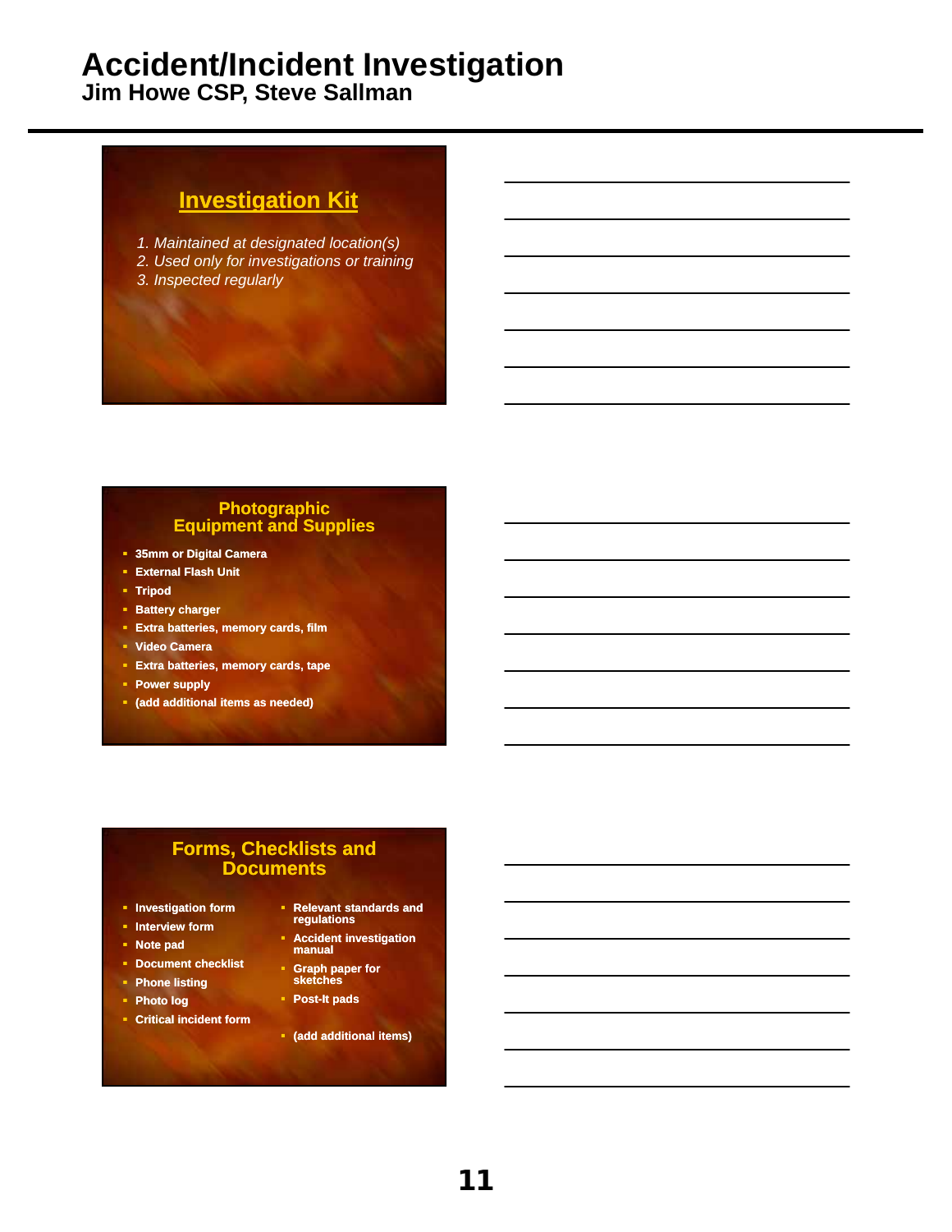# Accident/Incident Investigation

**Jim Howe CSP, Steve Sallman**

## Investigation Kit

1. *Maintained at designated location(s)*
2. *Used only for investigations or training*
3. *Inspected regularly*

## Photographic Equipment and Supplies

- **35mm or Digital Camera**
- **External Flash Unit**
- **Tripod**
- **Battery charger**
- **Extra batteries, memory cards, film**
- **Video Camera**
- **Extra batteries, memory cards, tape**
- **Power supply**
- **(add additional items as needed)**

## Forms, Checklists and Documents

- **Investigation form**
- **Interview form**
- **Note pad**
- **Document checklist**
- **Phone listing**
- **Photo log**
- **Critical incident form**
- **Relevant standards and regulations**
- **Accident investigation manual**
- **Graph paper for sketches**
- **Post-It pads**
- **(add additional items)**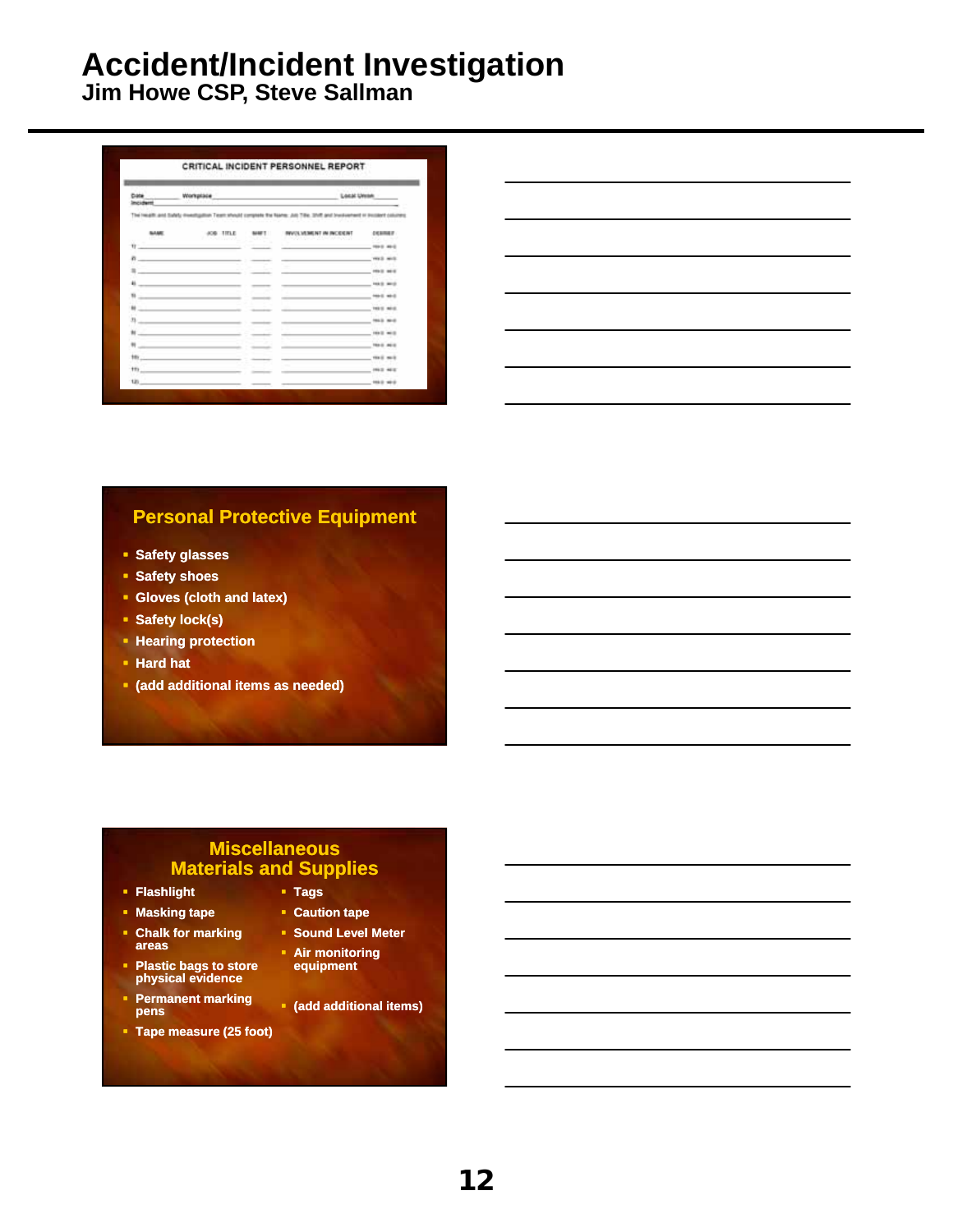# Accident/Incident Investigation
## Jim Howe CSP, Steve Sallman

### CRITICAL INCIDENT PERSONNEL REPORT

Date_______ Workplace_______________________ Local Union_______
Incident___________________________________________________

The Health and Safety Investigation Team should complete the Name, Job Title, Shift and Involvement in Incident columns.

| | NAME | JOB TITLE | SHIFT | INVOLVEMENT IN INCIDENT | DEBRIEF |
|---|---|---|---|---|---|
| 1) | | | | | YES NO |
| 2) | | | | | YES NO |
| 3) | | | | | YES NO |
| 4) | | | | | YES NO |
| 5) | | | | | YES NO |
| 6) | | | | | YES NO |
| 7) | | | | | YES NO |
| 8) | | | | | YES NO |
| 9) | | | | | YES NO |
| 10) | | | | | YES NO |
| 11) | | | | | YES NO |
| 12) | | | | | YES NO |

### Personal Protective Equipment

- Safety glasses
- Safety shoes
- Gloves (cloth and latex)
- Safety lock(s)
- Hearing protection
- Hard hat
- (add additional items as needed)

### Miscellaneous Materials and Supplies

- Flashlight
- Masking tape
- Chalk for marking areas
- Plastic bags to store physical evidence
- Permanent marking pens
- Tape measure (25 foot)
- Tags
- Caution tape
- Sound Level Meter
- Air monitoring equipment
- (add additional items)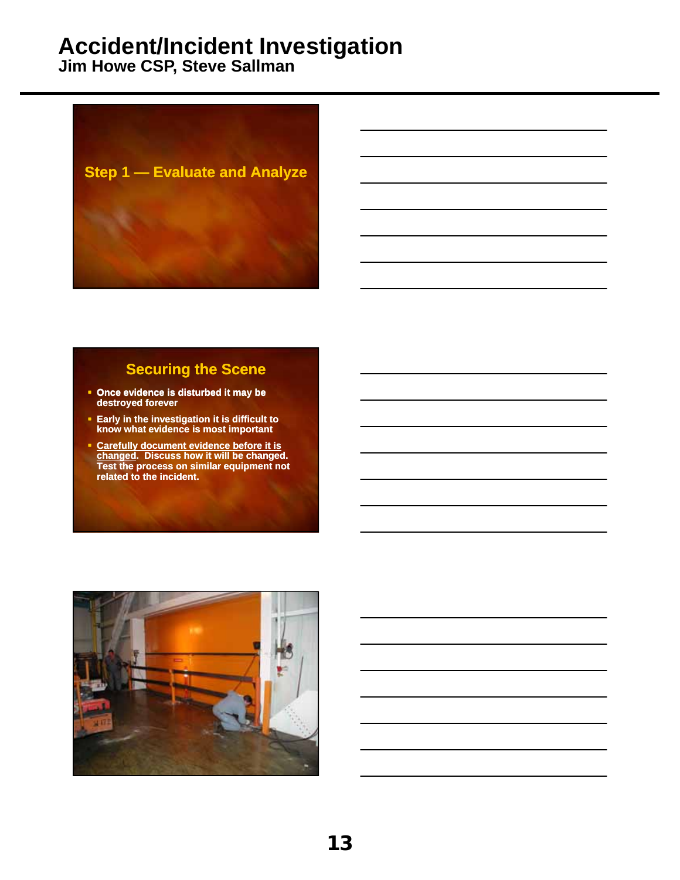Step 1 — Evaluate and Analyze

## Securing the Scene

- Once evidence is disturbed it may be destroyed forever
- Early in the investigation it is difficult to know what evidence is most important
- Carefully document evidence before it is changed. Discuss how it will be changed. Test the process on similar equipment not related to the incident.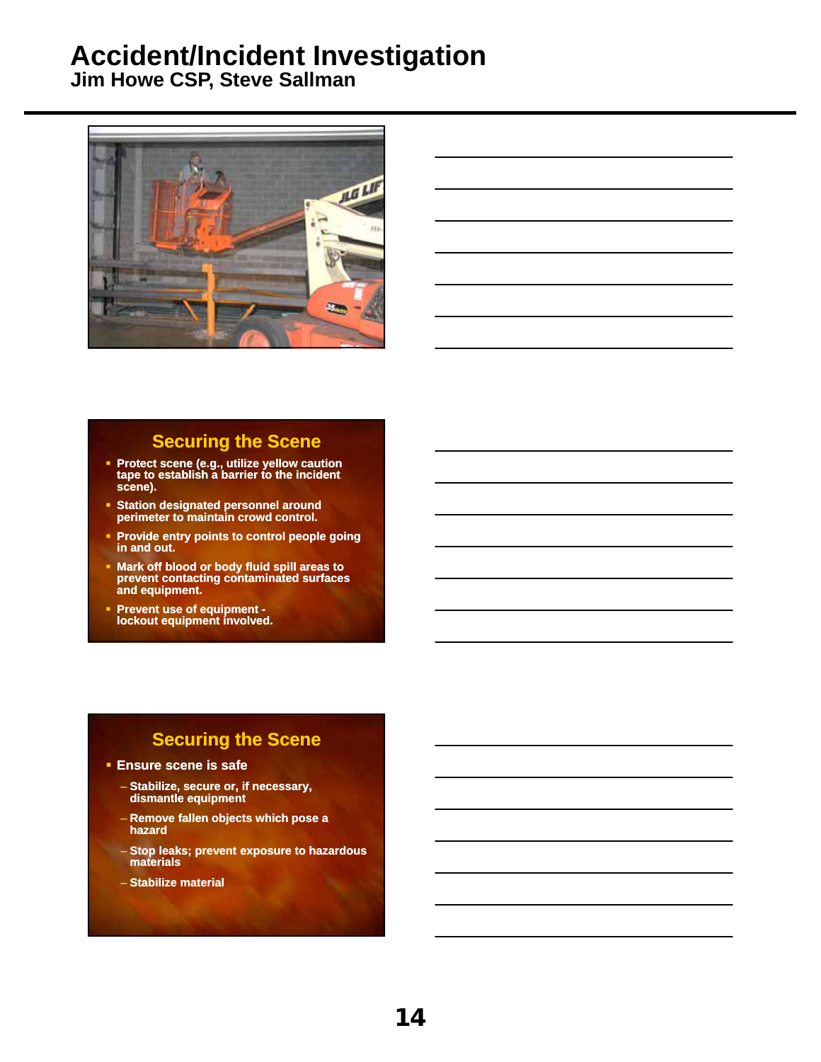## Securing the Scene

- Protect scene (e.g., utilize yellow caution tape to establish a barrier to the incident scene).
- Station designated personnel around perimeter to maintain crowd control.
- Provide entry points to control people going in and out.
- Mark off blood or body fluid spill areas to prevent contacting contaminated surfaces and equipment.
- Prevent use of equipment - lockout equipment involved.

## Securing the Scene

- Ensure scene is safe
  - Stabilize, secure or, if necessary, dismantle equipment
  - Remove fallen objects which pose a hazard
  - Stop leaks; prevent exposure to hazardous materials
  - Stabilize material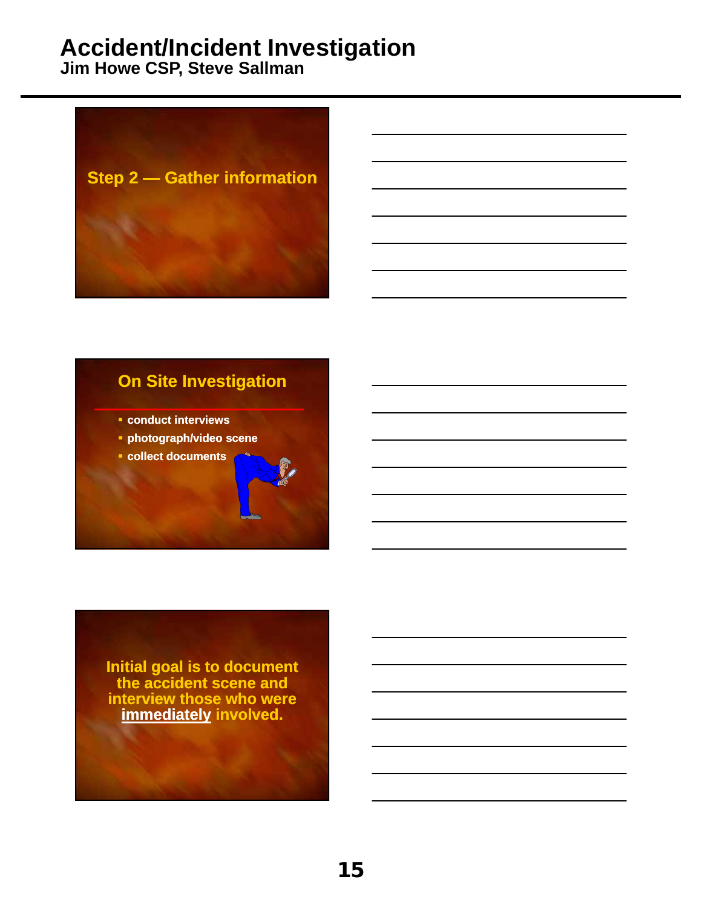Step 2 — Gather information

## On Site Investigation

- conduct interviews
- photograph/video scene
- collect documents

Initial goal is to document the accident scene and interview those who were immediately involved.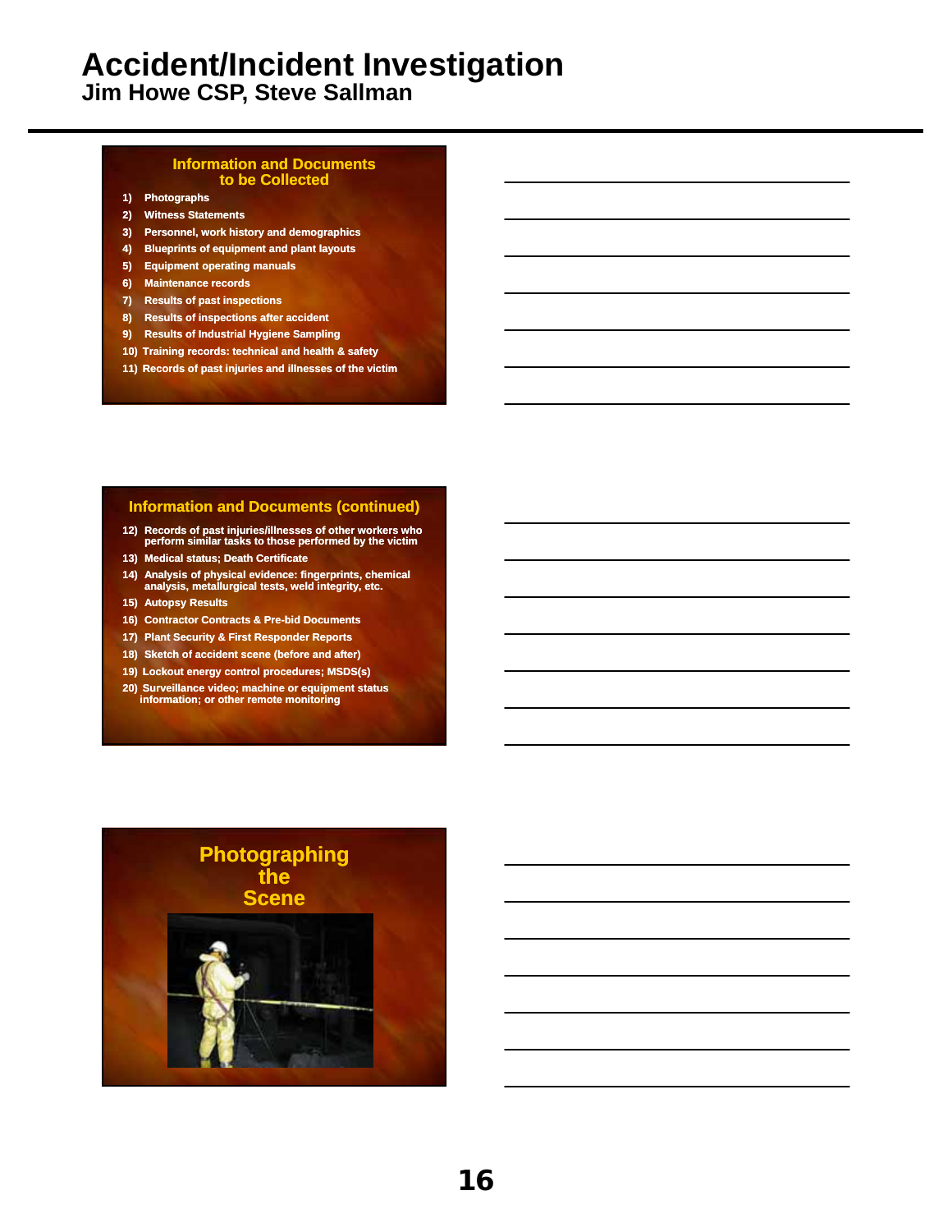# Accident/Incident Investigation
## Jim Howe CSP, Steve Sallman

### Information and Documents to be Collected

1) Photographs
2) Witness Statements
3) Personnel, work history and demographics
4) Blueprints of equipment and plant layouts
5) Equipment operating manuals
6) Maintenance records
7) Results of past inspections
8) Results of inspections after accident
9) Results of Industrial Hygiene Sampling
10) Training records: technical and health & safety
11) Records of past injuries and illnesses of the victim

### Information and Documents (continued)

12) Records of past injuries/illnesses of other workers who perform similar tasks to those performed by the victim
13) Medical status; Death Certificate
14) Analysis of physical evidence: fingerprints, chemical analysis, metallurgical tests, weld integrity, etc.
15) Autopsy Results
16) Contractor Contracts & Pre-bid Documents
17) Plant Security & First Responder Reports
18) Sketch of accident scene (before and after)
19) Lockout energy control procedures; MSDS(s)
20) Surveillance video; machine or equipment status information; or other remote monitoring

### Photographing the Scene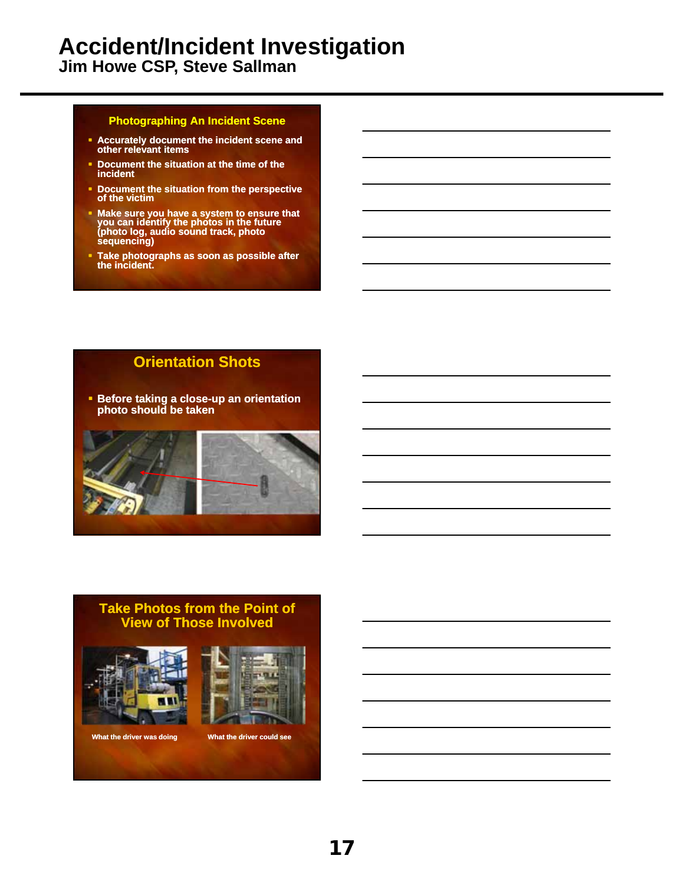## Photographing An Incident Scene

- Accurately document the incident scene and other relevant items
- Document the situation at the time of the incident
- Document the situation from the perspective of the victim
- Make sure you have a system to ensure that you can identify the photos in the future (photo log, audio sound track, photo sequencing)
- Take photographs as soon as possible after the incident.

## Orientation Shots

- Before taking a close-up an orientation photo should be taken

## Take Photos from the Point of View of Those Involved

What the driver was doing

What the driver could see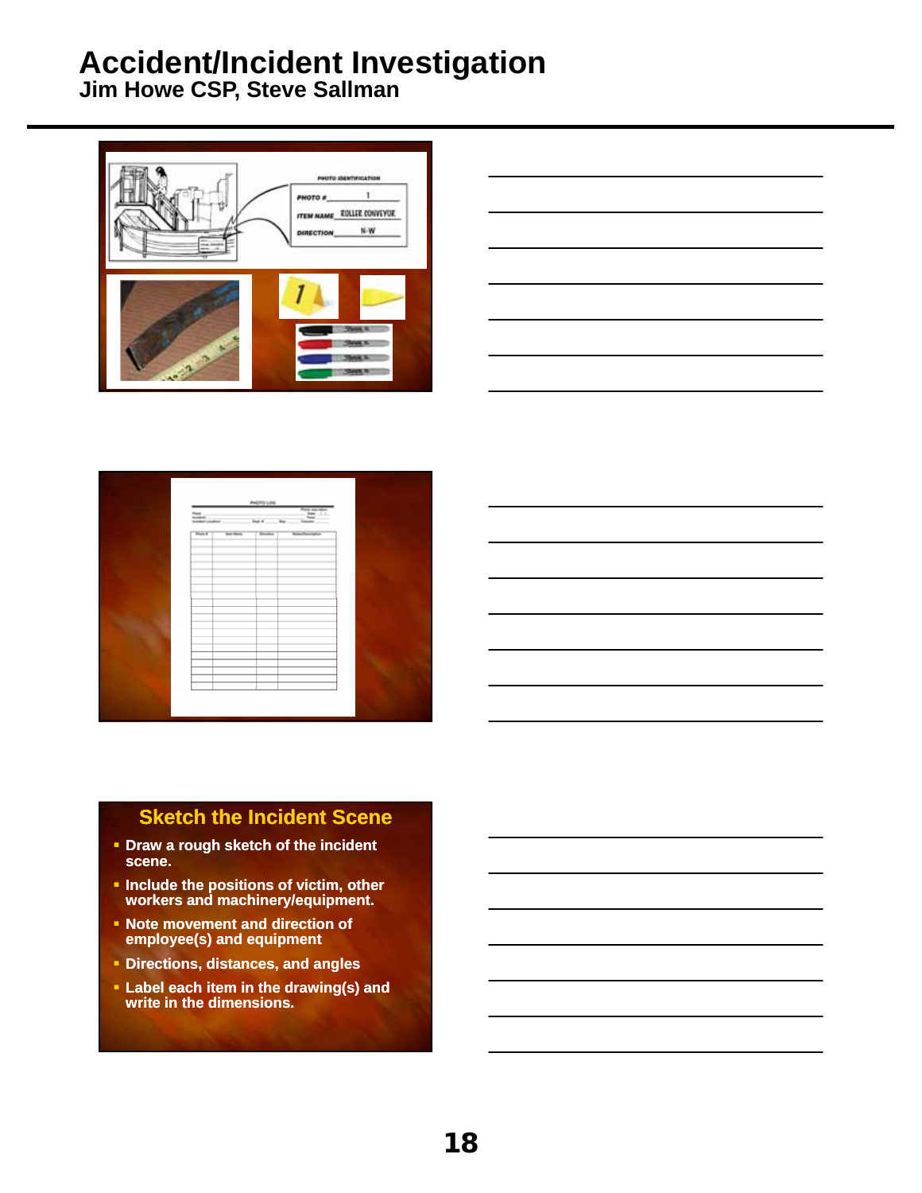# Accident/Incident Investigation

## Jim Howe CSP, Steve Sallman

PHOTO IDENTIFICATION

PHOTO # 1

ITEM NAME ROLLER CONVEYOR

DIRECTION N-W

PHOTO LOG

### Sketch the Incident Scene

- Draw a rough sketch of the incident scene.
- Include the positions of victim, other workers and machinery/equipment.
- Note movement and direction of employee(s) and equipment
- Directions, distances, and angles
- Label each item in the drawing(s) and write in the dimensions.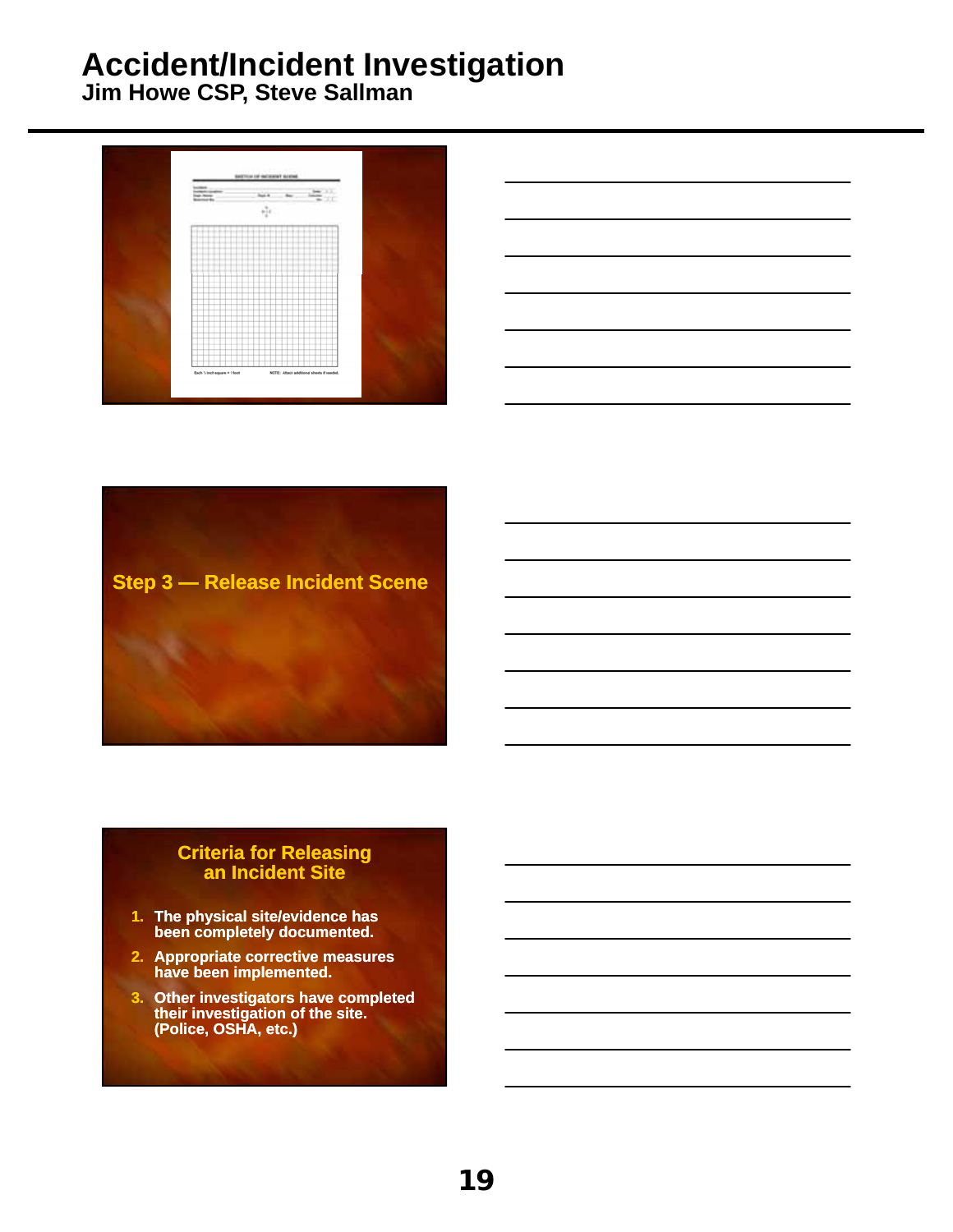Step 3 — Release Incident Scene

## Criteria for Releasing an Incident Site

1. The physical site/evidence has been completely documented.
2. Appropriate corrective measures have been implemented.
3. Other investigators have completed their investigation of the site. (Police, OSHA, etc.)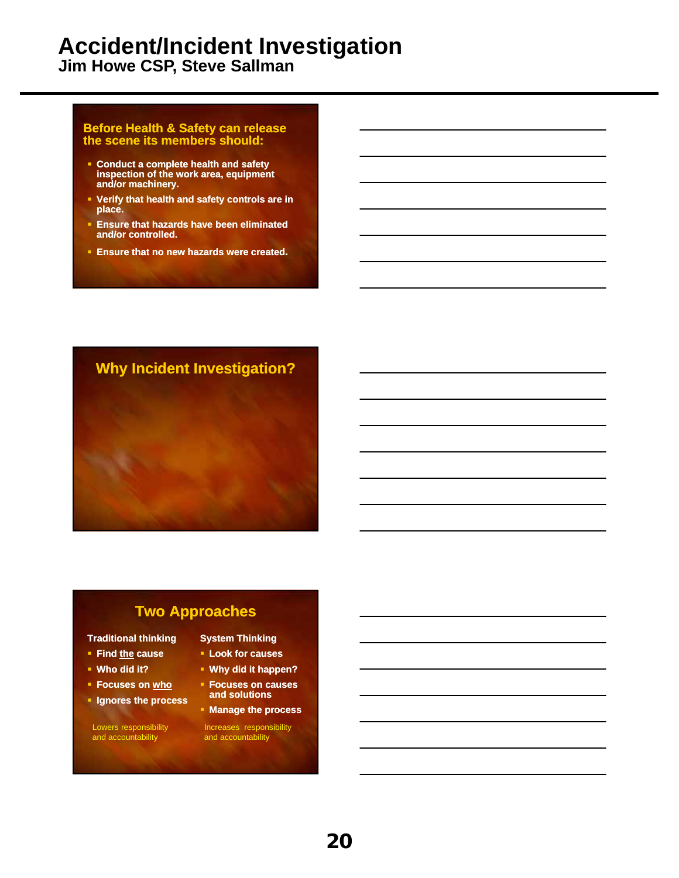# Accident/Incident Investigation

## Jim Howe CSP, Steve Sallman

### Before Health & Safety can release the scene its members should:

- Conduct a complete health and safety inspection of the work area, equipment and/or machinery.
- Verify that health and safety controls are in place.
- Ensure that hazards have been eliminated and/or controlled.
- Ensure that no new hazards were created.

### Why Incident Investigation?

### Two Approaches

**Traditional thinking**

- Find the cause
- Who did it?
- Focuses on who
- Ignores the process

Lowers responsibility and accountability

**System Thinking**

- Look for causes
- Why did it happen?
- Focuses on causes and solutions
- Manage the process

Increases responsibility and accountability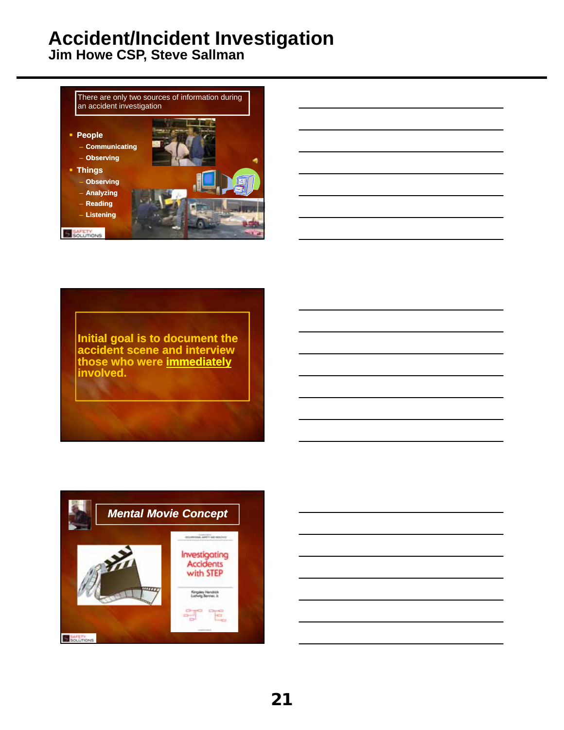# Accident/Incident Investigation
## Jim Howe CSP, Steve Sallman

There are only two sources of information during an accident investigation

- **People**
  - **Communicating**
  - **Observing**
- **Things**
  - **Observing**
  - **Analyzing**
  - **Reading**
  - **Listening**

**Initial goal is to document the accident scene and interview those who were immediately involved.**

***Mental Movie Concept***

Investigating Accidents with STEP

Kingsley Hendrick
Ludwig Benner, Jr.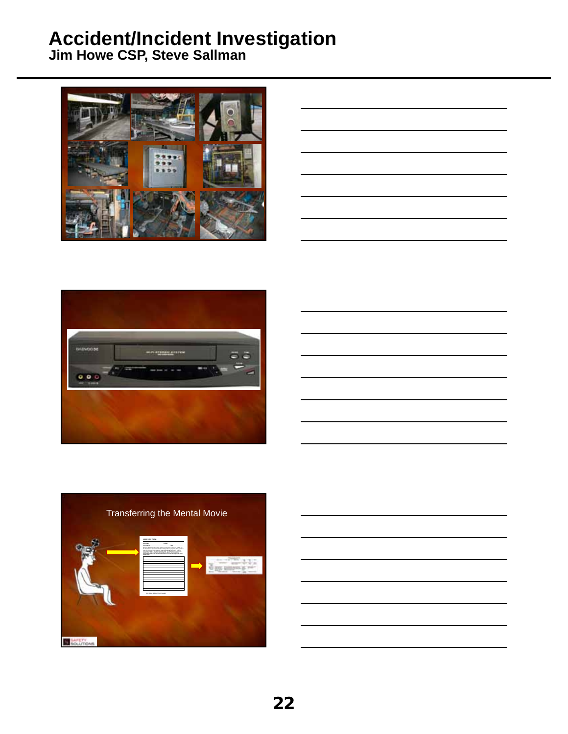Transferring the Mental Movie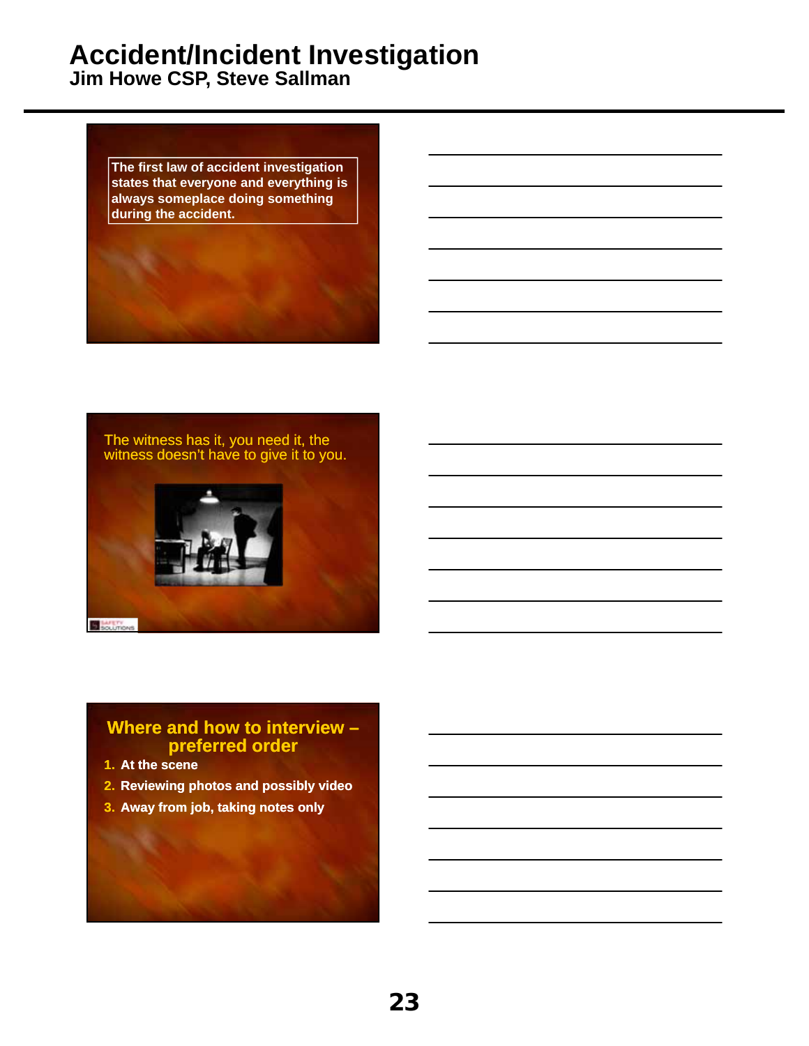# Accident/Incident Investigation

## Jim Howe CSP, Steve Sallman

The first law of accident investigation states that everyone and everything is always someplace doing something during the accident.

The witness has it, you need it, the witness doesn't have to give it to you.

### Where and how to interview – preferred order

1. At the scene
2. Reviewing photos and possibly video
3. Away from job, taking notes only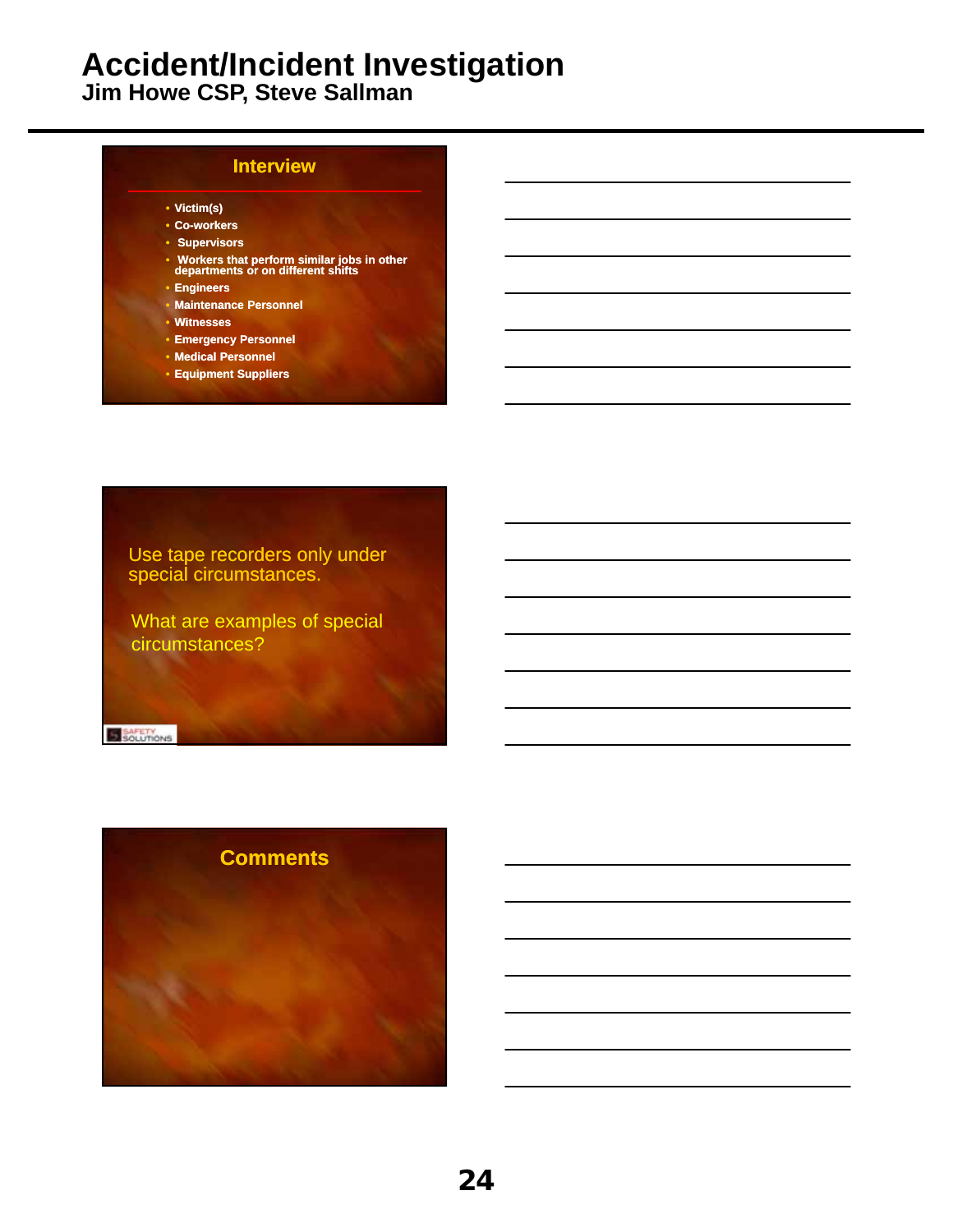## Interview

- Victim(s)
- Co-workers
- Supervisors
- Workers that perform similar jobs in other departments or on different shifts
- Engineers
- Maintenance Personnel
- Witnesses
- Emergency Personnel
- Medical Personnel
- Equipment Suppliers

Use tape recorders only under special circumstances.

What are examples of special circumstances?

## Comments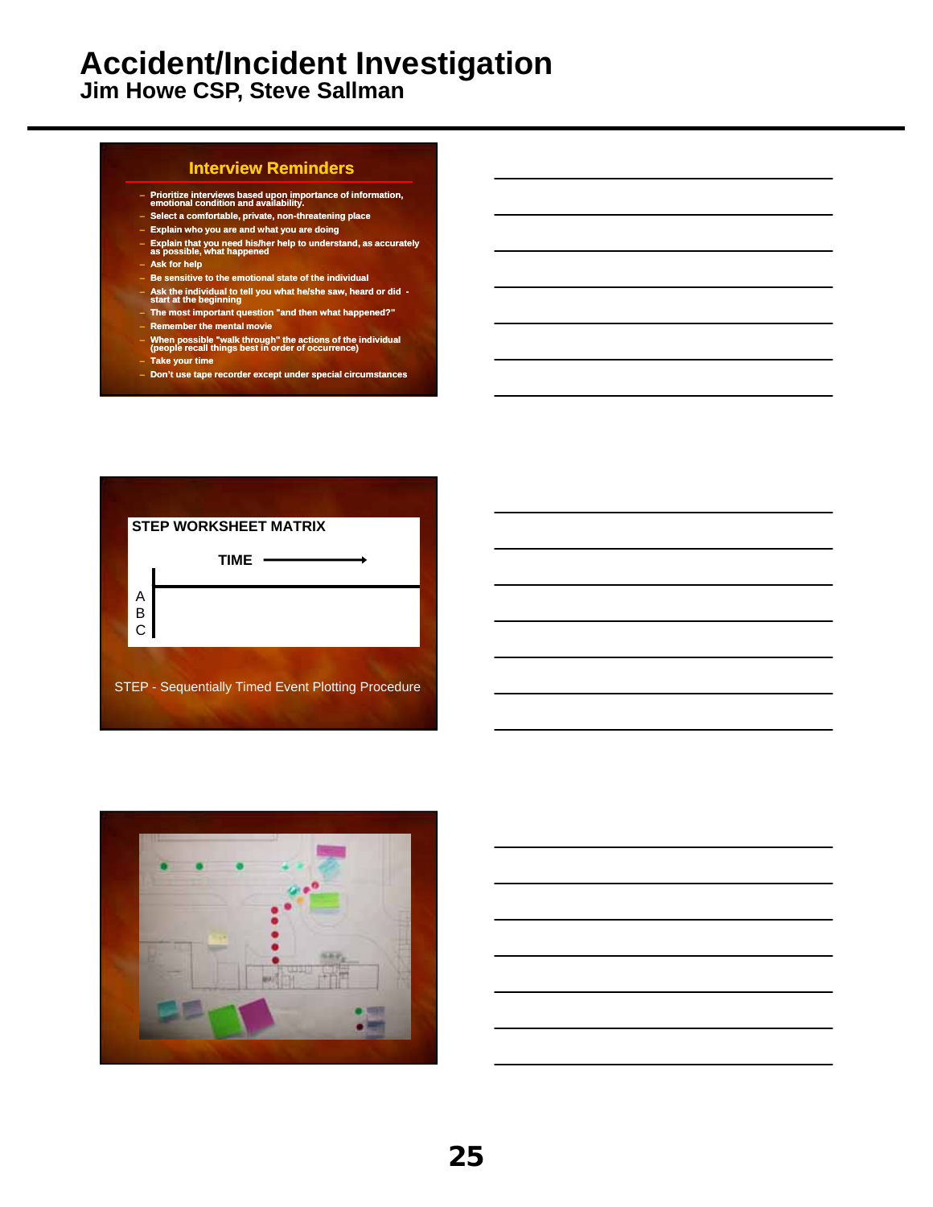# Accident/Incident Investigation

## Jim Howe CSP, Steve Sallman

### Interview Reminders

- Prioritize interviews based upon importance of information, emotional condition and availability.
- Select a comfortable, private, non-threatening place
- Explain who you are and what you are doing
- Explain that you need his/her help to understand, as accurately as possible, what happened
- Ask for help
- Be sensitive to the emotional state of the individual
- Ask the individual to tell you what he/she saw, heard or did - start at the beginning
- The most important question "and then what happened?"
- Remember the mental movie
- When possible "walk through" the actions of the individual (people recall things best in order of occurrence)
- Take your time
- Don't use tape recorder except under special circumstances

### STEP WORKSHEET MATRIX

TIME ⟶

A
B
C

STEP - Sequentially Timed Event Plotting Procedure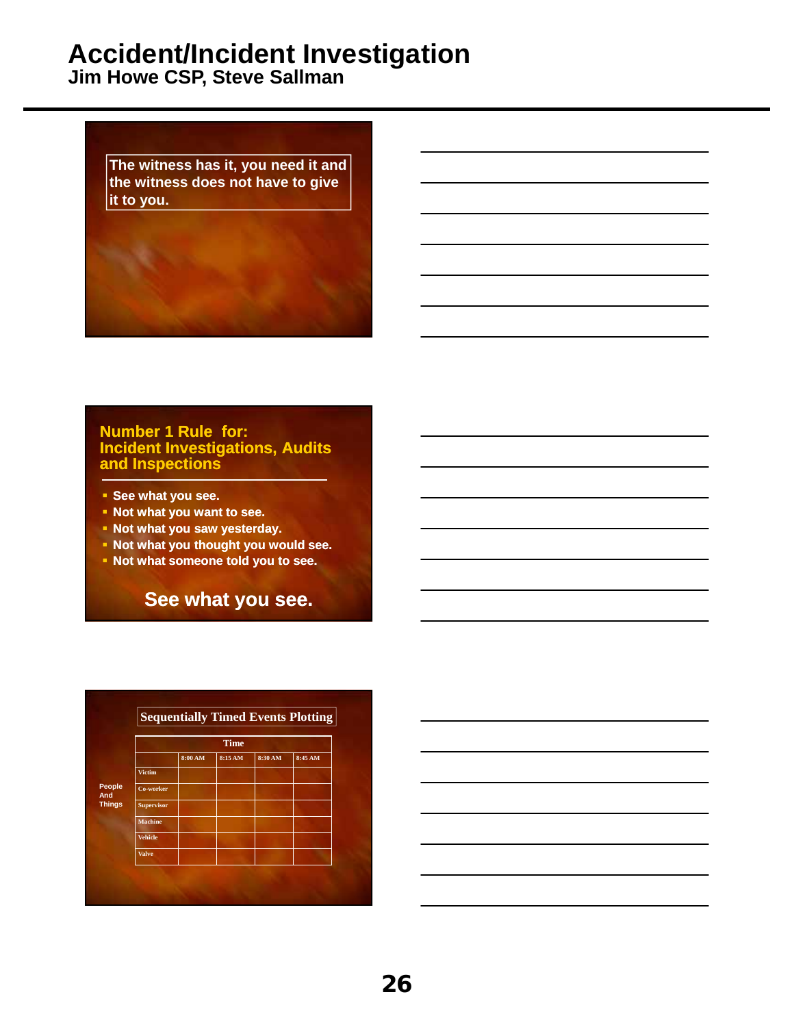# Accident/Incident Investigation
## Jim Howe CSP, Steve Sallman

The witness has it, you need it and the witness does not have to give it to you.

### Number 1 Rule for: Incident Investigations, Audits and Inspections

- See what you see.
- Not what you want to see.
- Not what you saw yesterday.
- Not what you thought you would see.
- Not what someone told you to see.

**See what you see.**

### Sequentially Timed Events Plotting

| People And Things | Time | | | |
|---|---|---|---|---|
| | 8:00 AM | 8:15 AM | 8:30 AM | 8:45 AM |
| Victim | | | | |
| Co-worker | | | | |
| Supervisor | | | | |
| Machine | | | | |
| Vehicle | | | | |
| Valve | | | | |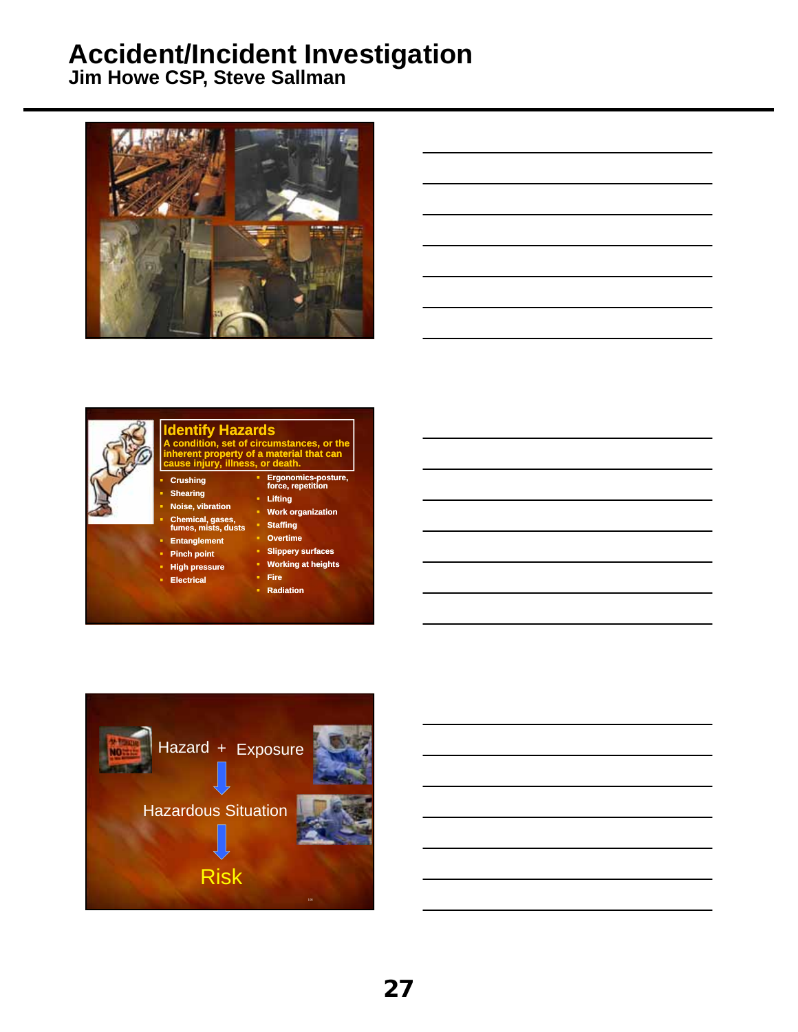# Accident/Incident Investigation

## Jim Howe CSP, Steve Sallman

### Identify Hazards

A condition, set of circumstances, or the inherent property of a material that can cause injury, illness, or death.

- Crushing
- Shearing
- Noise, vibration
- Chemical, gases, fumes, mists, dusts
- Entanglement
- Pinch point
- High pressure
- Electrical
- Ergonomics-posture, force, repetition
- Lifting
- Work organization
- Staffing
- Overtime
- Slippery surfaces
- Working at heights
- Fire
- Radiation

Hazard + Exposure

↓

Hazardous Situation

↓

Risk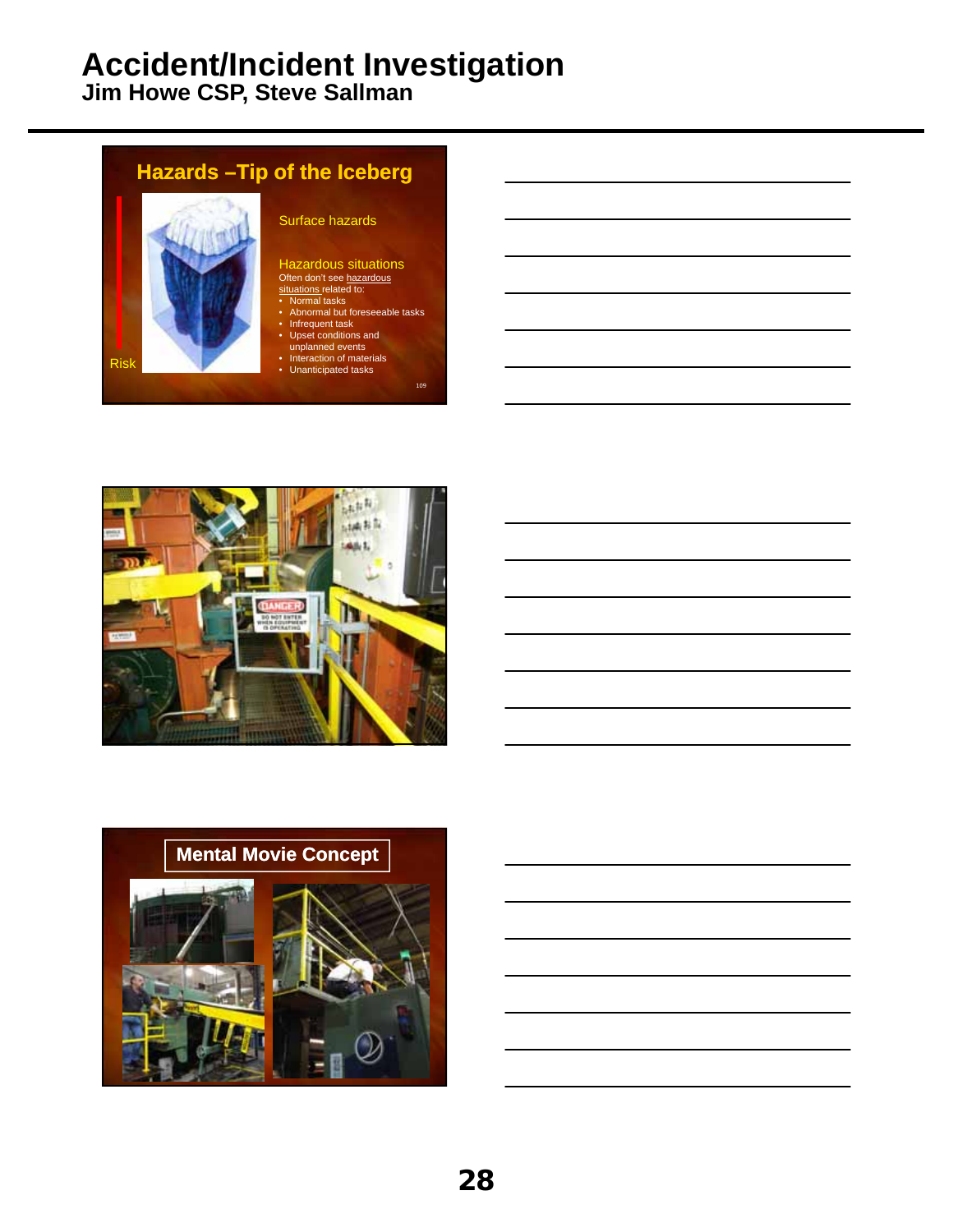## Hazards –Tip of the Iceberg

Surface hazards

Hazardous situations

Often don't see hazardous situations related to:

- Normal tasks
- Abnormal but foreseeable tasks
- Infrequent task
- Upset conditions and unplanned events
- Interaction of materials
- Unanticipated tasks

Risk

## Mental Movie Concept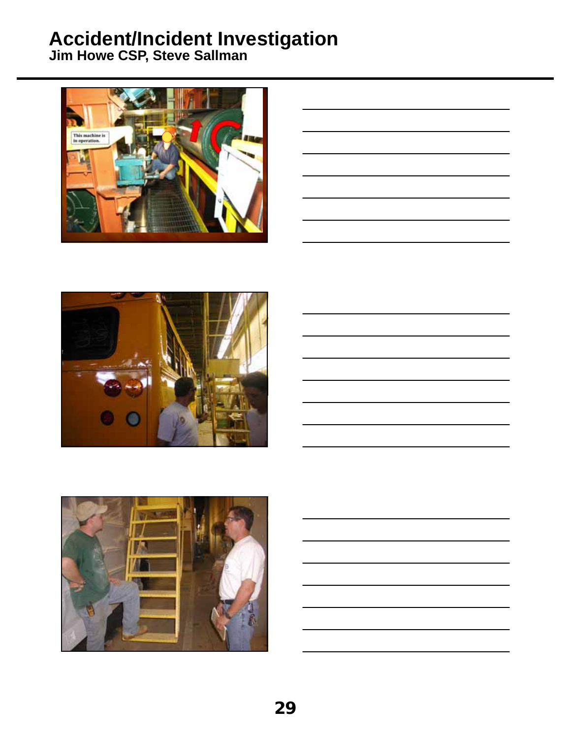# Accident/Incident Investigation

**Jim Howe CSP, Steve Sallman**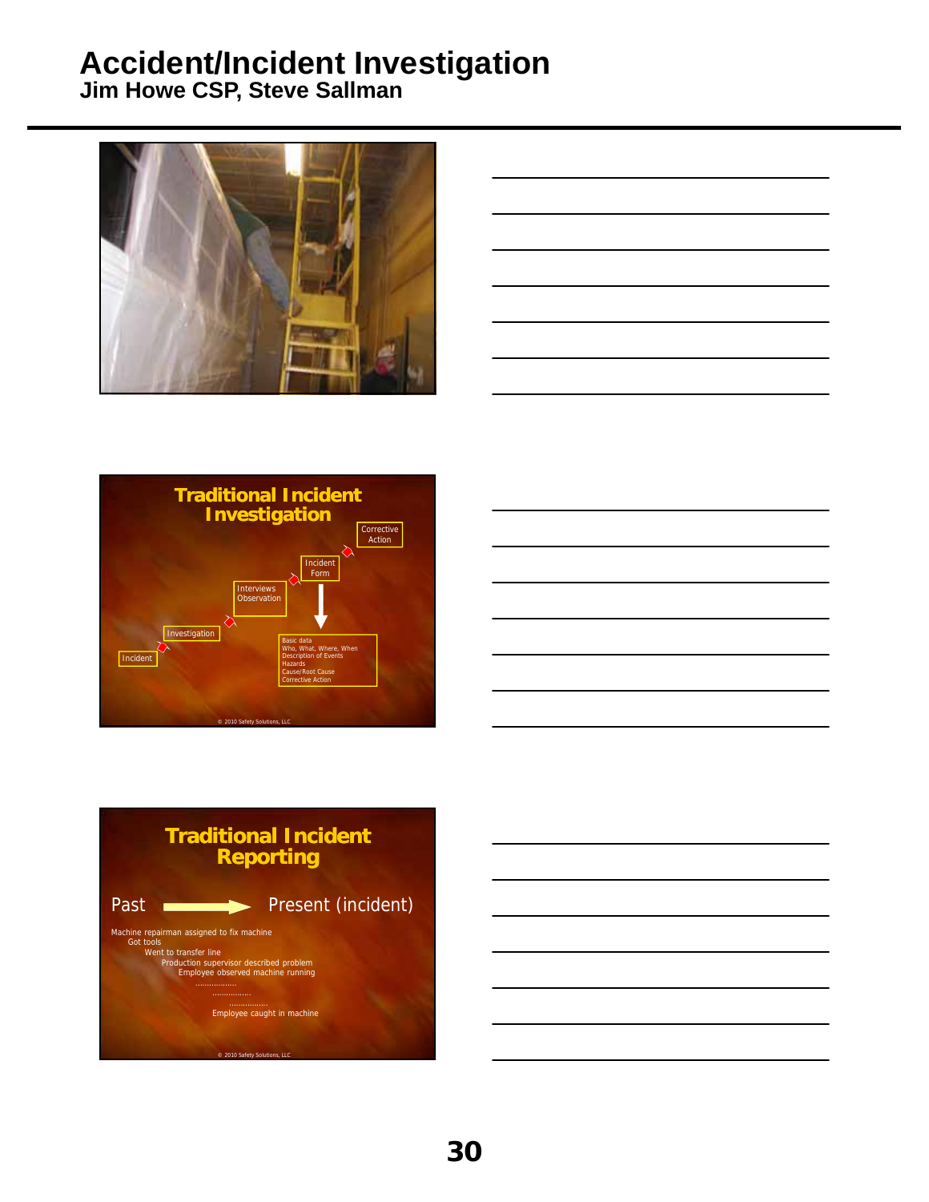# Accident/Incident Investigation
## Jim Howe CSP, Steve Sallman

### Traditional Incident Investigation

- Incident
- Investigation
- Interviews Observation
- Incident Form
- Corrective Action

Basic data
Who, What, Where, When
Description of Events
Hazards
Cause/Root Cause
Corrective Action

© 2010 Safety Solutions, LLC

### Traditional Incident Reporting

Past → Present (incident)

Machine repairman assigned to fix machine
Got tools
Went to transfer line
Production supervisor described problem
Employee observed machine running
……………
……………
……………
Employee caught in machine

© 2010 Safety Solutions, LLC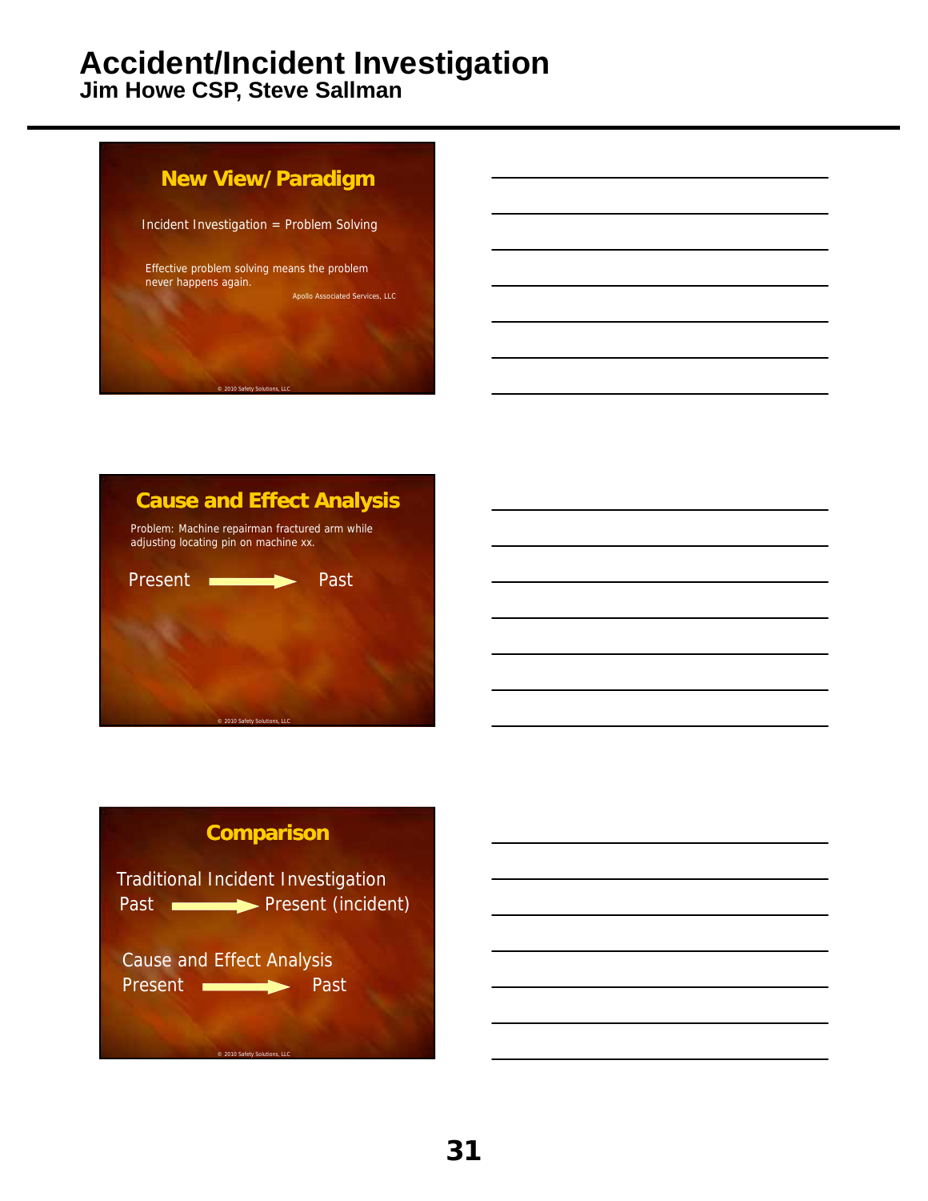## New View/ Paradigm

Incident Investigation = Problem Solving

Effective problem solving means the problem never happens again.

Apollo Associated Services, LLC

© 2010 Safety Solutions, LLC

## Cause and Effect Analysis

Problem: Machine repairman fractured arm while adjusting locating pin on machine xx.

Present → Past

© 2010 Safety Solutions, LLC

## Comparison

Traditional Incident Investigation
Past → Present (incident)

Cause and Effect Analysis
Present → Past

© 2010 Safety Solutions, LLC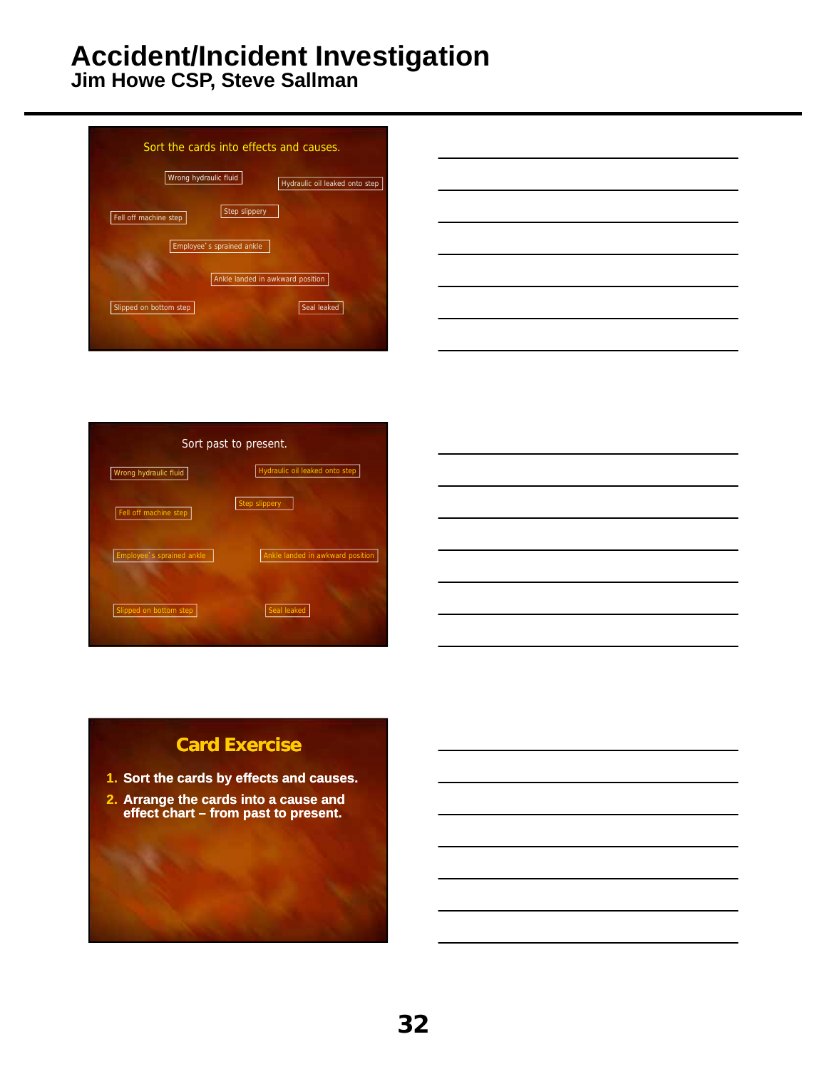# Accident/Incident Investigation

## Jim Howe CSP, Steve Sallman

Sort the cards into effects and causes.

- Wrong hydraulic fluid
- Hydraulic oil leaked onto step
- Fell off machine step
- Step slippery
- Employee's sprained ankle
- Ankle landed in awkward position
- Slipped on bottom step
- Seal leaked

Sort past to present.

- Wrong hydraulic fluid
- Hydraulic oil leaked onto step
- Step slippery
- Fell off machine step
- Employee's sprained ankle
- Ankle landed in awkward position
- Slipped on bottom step
- Seal leaked

### Card Exercise

1. Sort the cards by effects and causes.
2. Arrange the cards into a cause and effect chart – from past to present.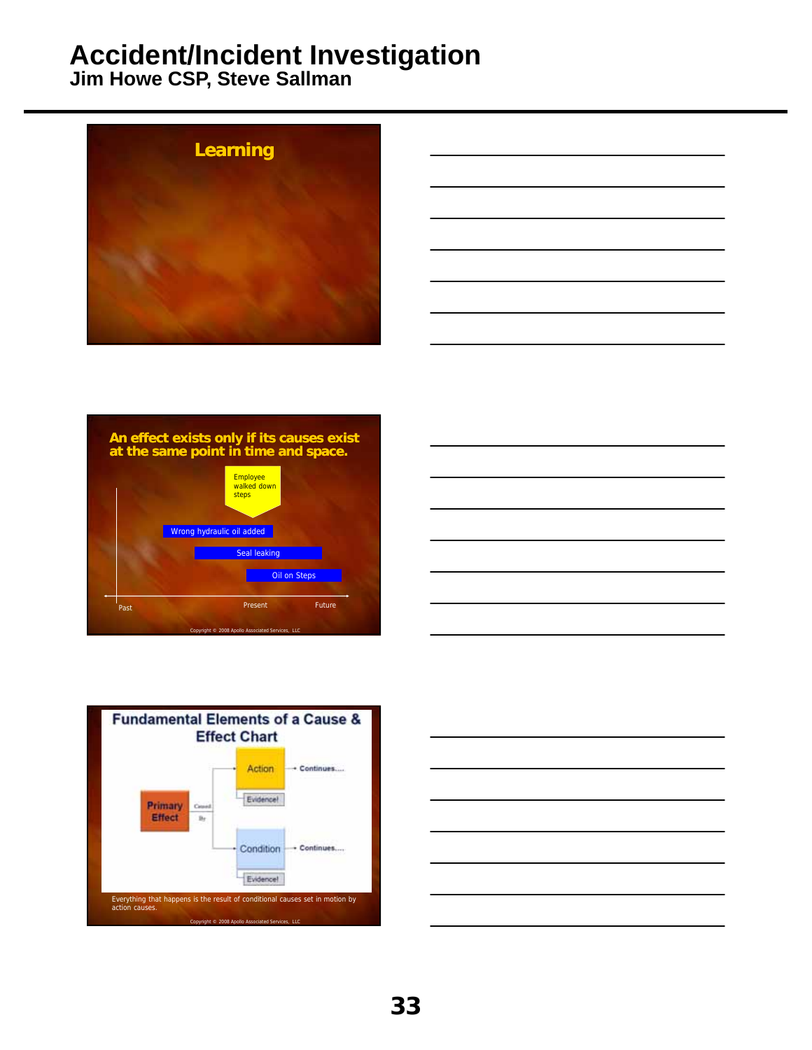# Accident/Incident Investigation

## Jim Howe CSP, Steve Sallman

### Learning

### An effect exists only if its causes exist at the same point in time and space.

Employee walked down steps

Wrong hydraulic oil added

Seal leaking

Oil on Steps

Past — Present — Future

Copyright © 2008 Apollo Associated Services, LLC

### Fundamental Elements of a Cause & Effect Chart

Primary Effect — Caused By — Action (Evidence!) → Continues....

Primary Effect — Caused By — Condition (Evidence!) → Continues....

Everything that happens is the result of conditional causes set in motion by action causes.

Copyright © 2008 Apollo Associated Services, LLC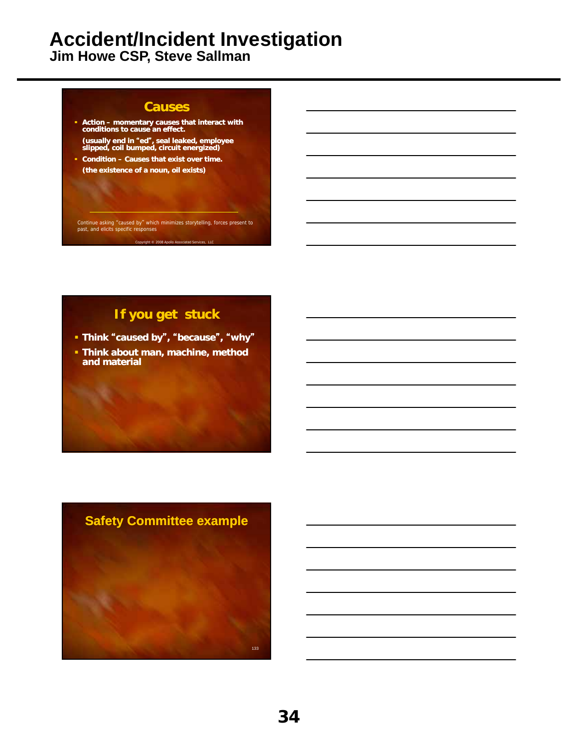## Causes

- **Action – momentary causes that interact with conditions to cause an effect.**

  **(usually end in "ed", seal leaked, employee slipped, coil bumped, circuit energized)**
- **Condition – Causes that exist over time.**

  **(the existence of a noun, oil exists)**

Continue asking "caused by" which minimizes storytelling, forces present to past, and elicits specific responses

Copyright © 2008 Apollo Associated Services, LLC

## If you get stuck

- **Think "caused by", "because", "why"**
- **Think about man, machine, method and material**

## Safety Committee example

133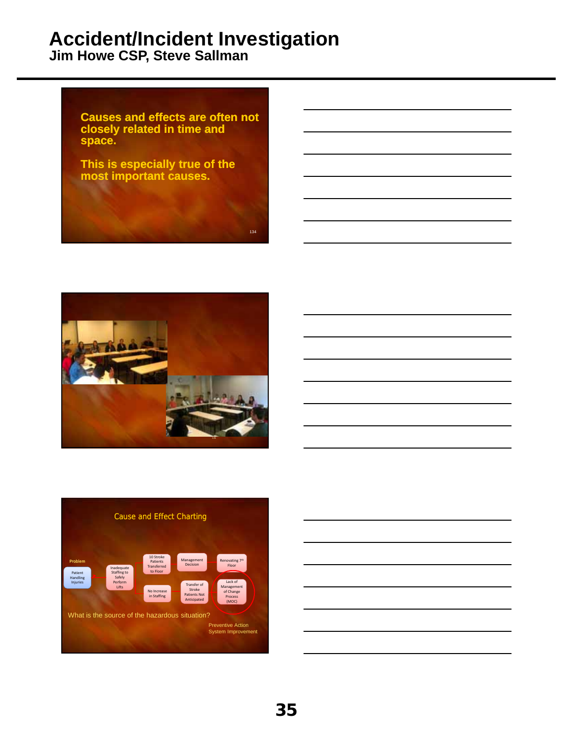# Accident/Incident Investigation
## Jim Howe CSP, Steve Sallman

Causes and effects are often not closely related in time and space.

This is especially true of the most important causes.

### Cause and Effect Charting

Problem

Patient Handling Injuries → Inadequate Staffing to Safely Perform Lifts → 10 Stroke Patients Transferred to Floor → Management Decision → Renovating 7th Floor

Inadequate Staffing to Safely Perform Lifts → No Increase in Staffing → Transfer of Stroke Patients Not Anticipated → Lack of Management of Change Process (MOC)

What is the source of the hazardous situation?

Preventive Action
System Improvement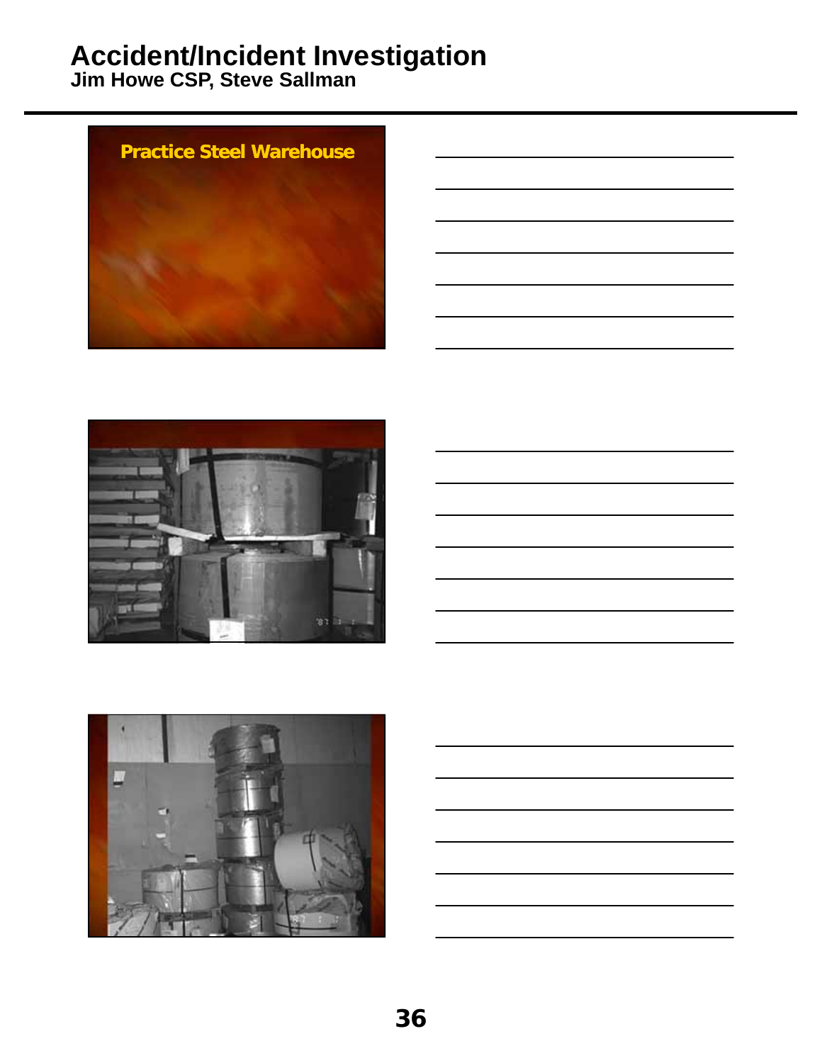Practice Steel Warehouse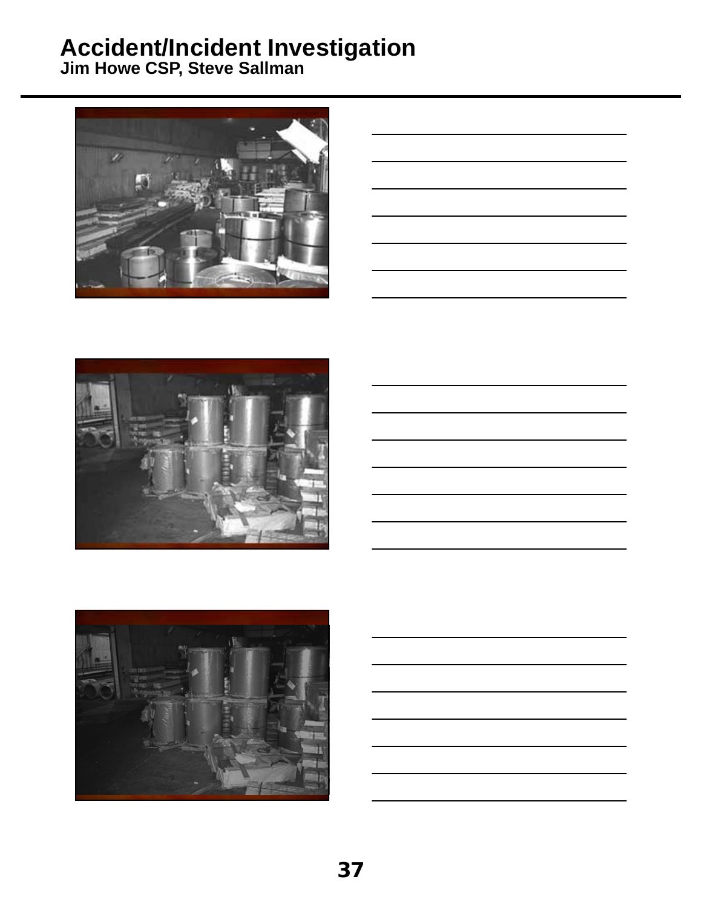# Accident/Incident Investigation

**Jim Howe CSP, Steve Sallman**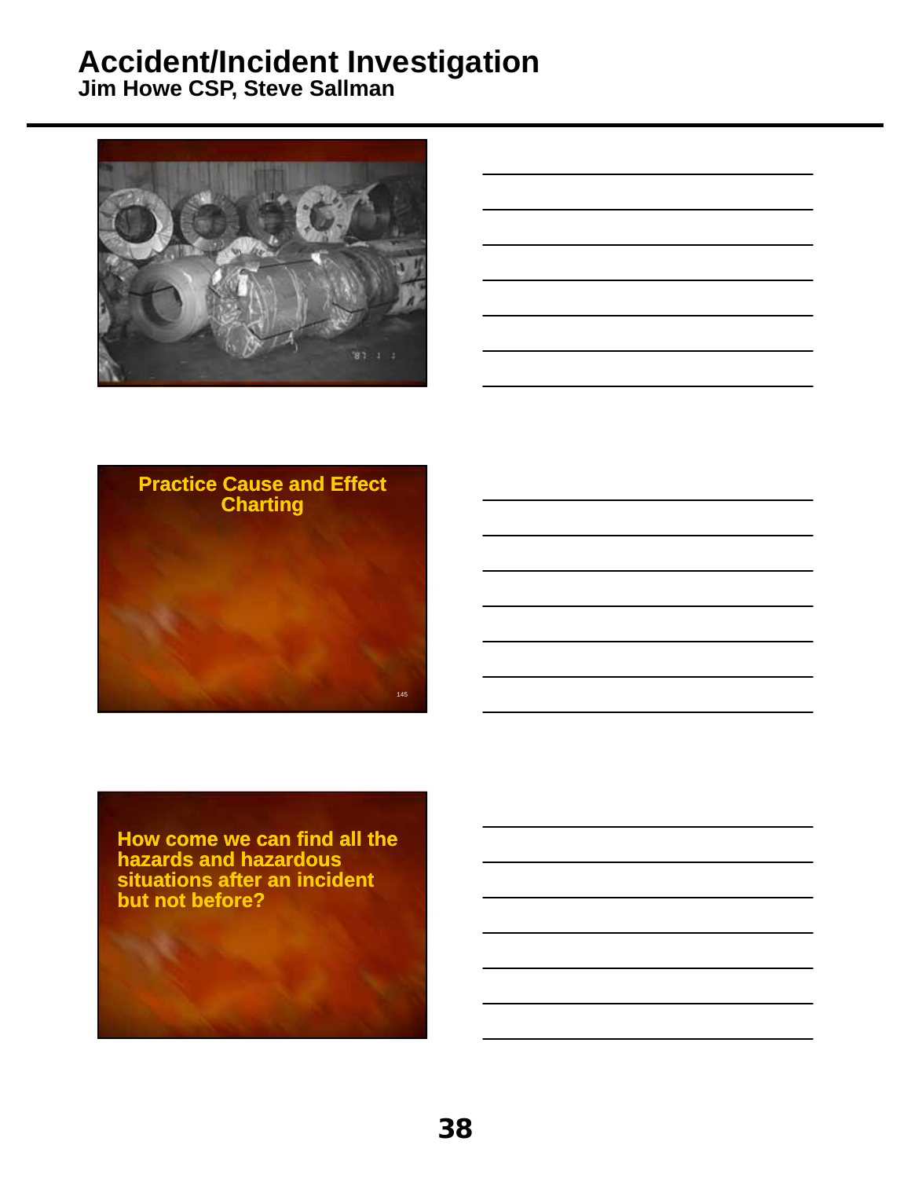Practice Cause and Effect Charting

How come we can find all the hazards and hazardous situations after an incident but not before?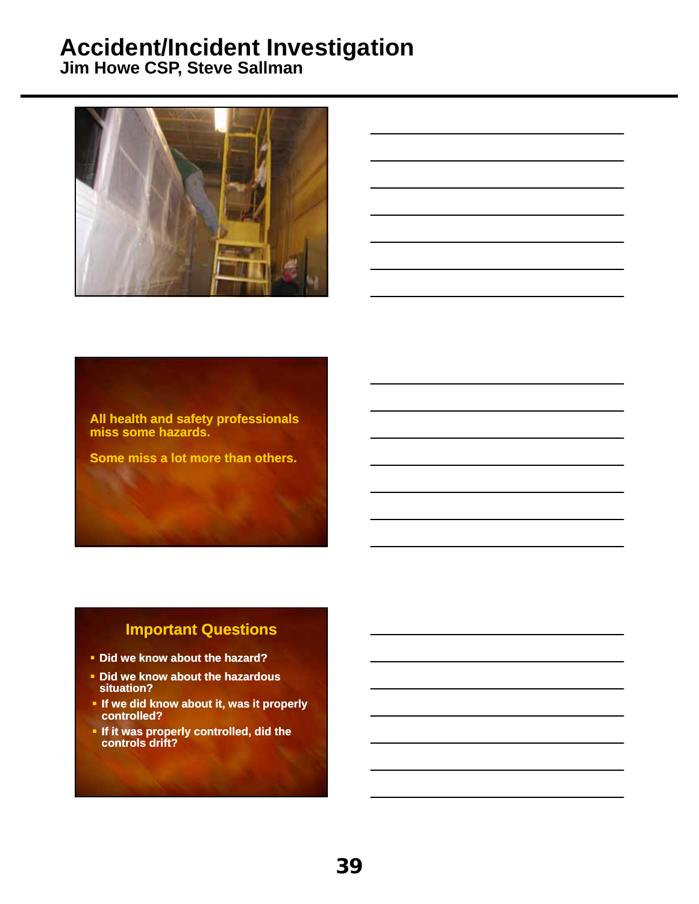All health and safety professionals miss some hazards.

Some miss a lot more than others.

## Important Questions

- Did we know about the hazard?
- Did we know about the hazardous situation?
- If we did know about it, was it properly controlled?
- If it was properly controlled, did the controls drift?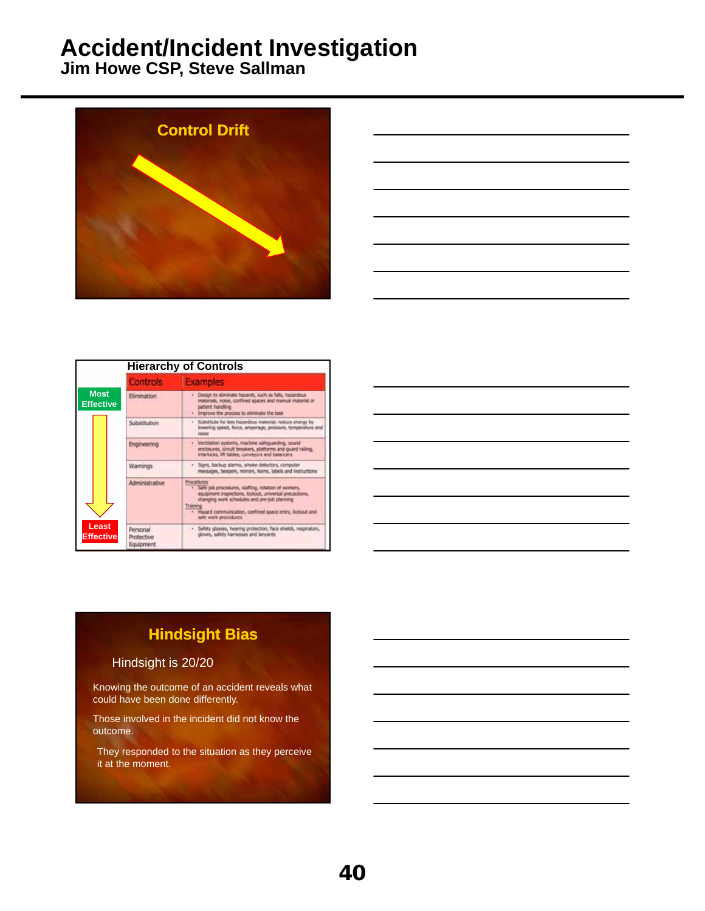# Accident/Incident Investigation
## Jim Howe CSP, Steve Sallman

### Control Drift

### Hierarchy of Controls

Most Effective → Least Effective

| Controls | Examples |
|---|---|
| Elimination | • Design to eliminate hazards, such as falls, hazardous materials, noise, confined spaces and manual material or patient handling<br>• Improve the process to eliminate the task |
| Substitution | • Substitute for less hazardous material; reduce energy by lowering speed, force, amperage, pressure, temperature and noise |
| Engineering | • Ventilation systems, machine safeguarding, sound enclosures, circuit breakers, platforms and guard railing, interlocks, lift tables, conveyors and balancers |
| Warnings | • Signs, backup alarms, smoke detectors, computer messages, beepers, mirrors, horns, labels and instructions |
| Administrative | Procedures<br>• Safe job procedures, staffing, rotation of workers, equipment inspections, lockout, universal precautions, changing work schedules and pre-job planning<br>Training<br>• Hazard communication, confined space entry, lockout and safe work procedures |
| Personal Protective Equipment | • Safety glasses, hearing protection, face shields, respirators, gloves, safety harnesses and lanyards |

### Hindsight Bias

Hindsight is 20/20

Knowing the outcome of an accident reveals what could have been done differently.

Those involved in the incident did not know the outcome.

They responded to the situation as they perceive it at the moment.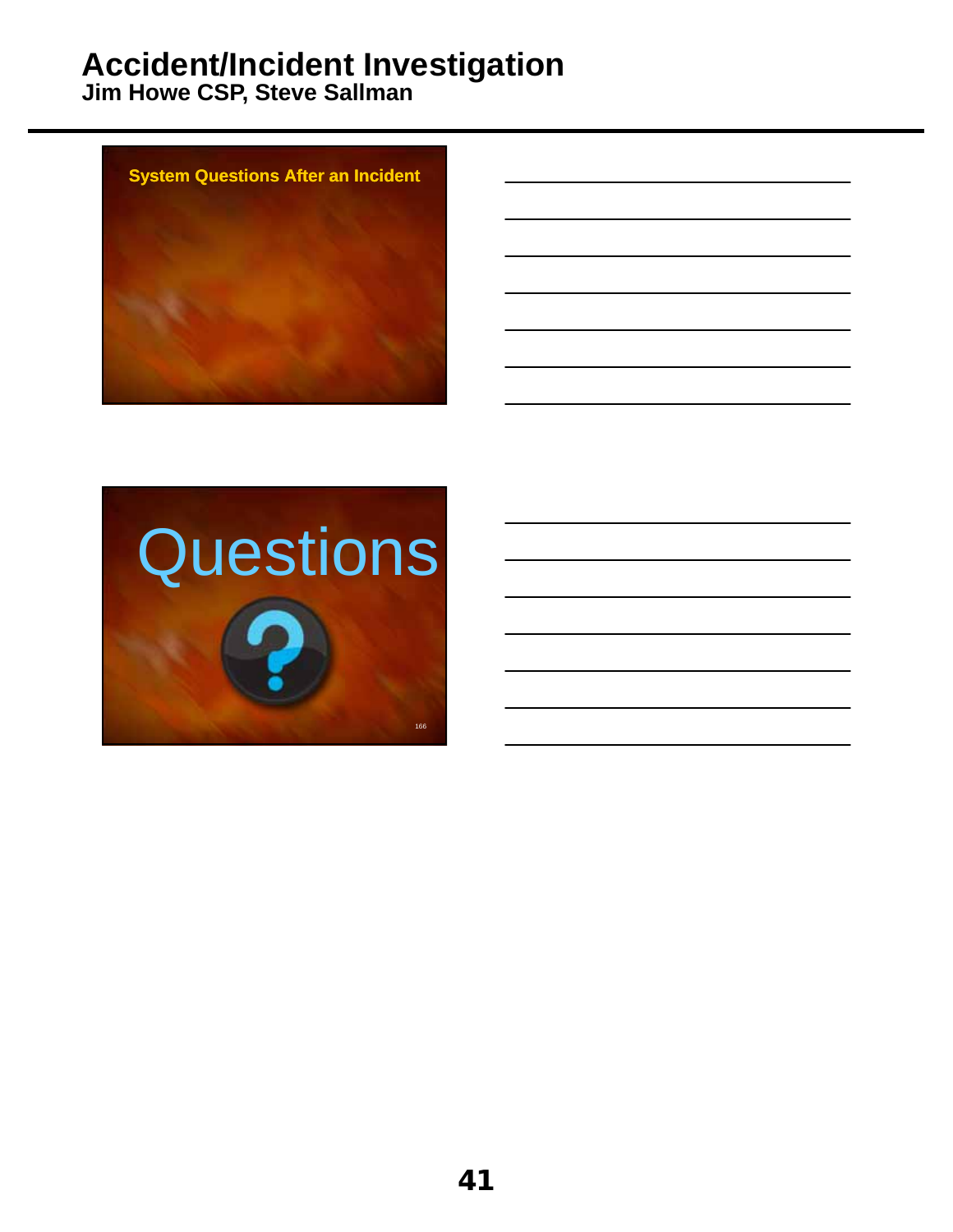System Questions After an Incident

Questions

166